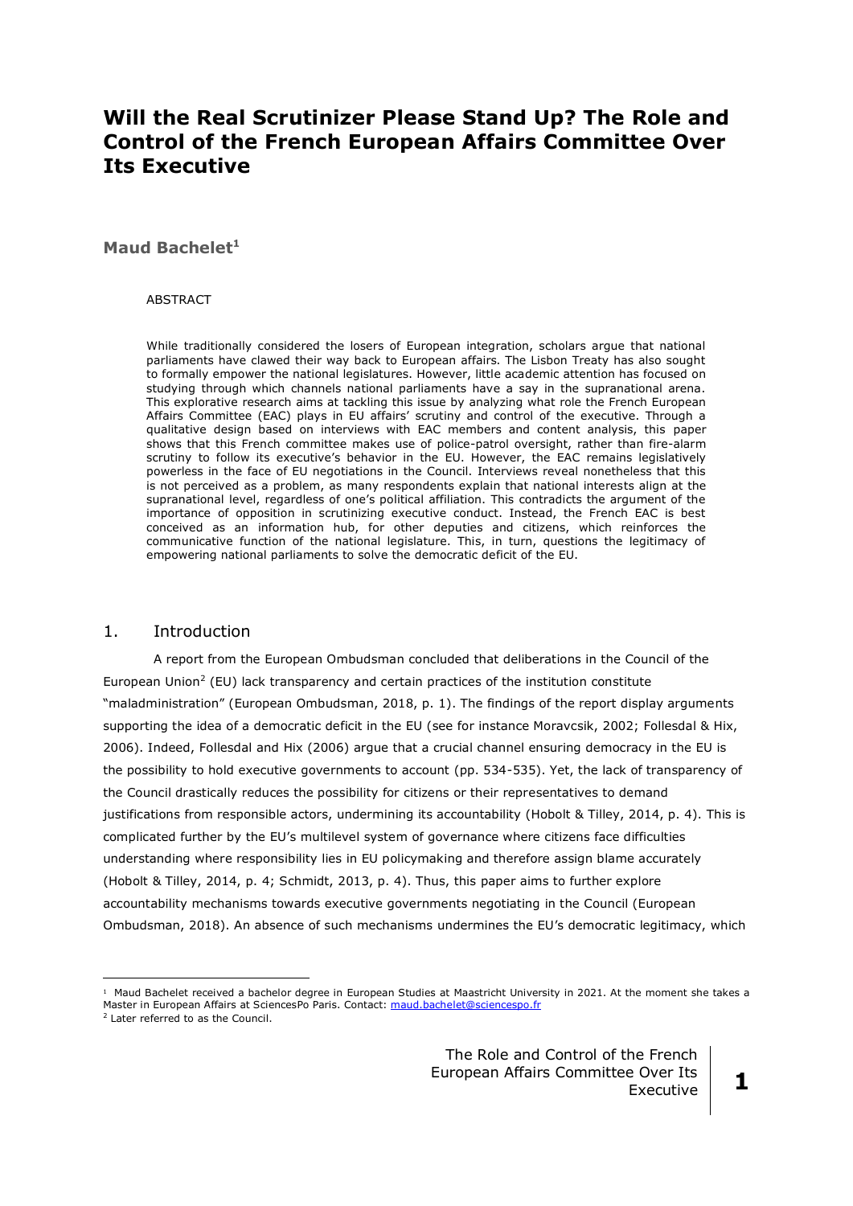# Will the Real Scrutinizer Please Stand Up? The Role and Control of the French European Affairs Committee Over Its Executive

**Maud Bachelet**[1]

ABSTRACT

While traditionally considered the losers of European integration, scholars argue that national parliaments have clawed their way back to European affairs. The Lisbon Treaty has also sought to formally empower the national legislatures. However, little academic attention has focused on studying through which channels national parliaments have a say in the supranational arena. This explorative research aims at tackling this issue by analyzing what role the French European Affairs Committee (EAC) plays in EU affairs' scrutiny and control of the executive. Through a qualitative design based on interviews with EAC members and content analysis, this paper shows that this French committee makes use of police-patrol oversight, rather than fire-alarm scrutiny to follow its executive's behavior in the EU. However, the EAC remains legislatively powerless in the face of EU negotiations in the Council. Interviews reveal nonetheless that this is not perceived as a problem, as many respondents explain that national interests align at the supranational level, regardless of one's political affiliation. This contradicts the argument of the importance of opposition in scrutinizing executive conduct. Instead, the French EAC is best conceived as an information hub, for other deputies and citizens, which reinforces the communicative function of the national legislature. This, in turn, questions the legitimacy of empowering national parliaments to solve the democratic deficit of the EU.

## 1. Introduction

A report from the European Ombudsman concluded that deliberations in the Council of the European Union[2] (EU) lack transparency and certain practices of the institution constitute "maladministration" (European Ombudsman, 2018, p. 1). The findings of the report display arguments supporting the idea of a democratic deficit in the EU (see for instance Moravcsik, 2002; Follesdal & Hix, 2006). Indeed, Follesdal and Hix (2006) argue that a crucial channel ensuring democracy in the EU is the possibility to hold executive governments to account (pp. 534-535). Yet, the lack of transparency of the Council drastically reduces the possibility for citizens or their representatives to demand justifications from responsible actors, undermining its accountability (Hobolt & Tilley, 2014, p. 4). This is complicated further by the EU's multilevel system of governance where citizens face difficulties understanding where responsibility lies in EU policymaking and therefore assign blame accurately (Hobolt & Tilley, 2014, p. 4; Schmidt, 2013, p. 4). Thus, this paper aims to further explore accountability mechanisms towards executive governments negotiating in the Council (European Ombudsman, 2018). An absence of such mechanisms undermines the EU's democratic legitimacy, which

---

[1] Maud Bachelet received a bachelor degree in European Studies at Maastricht University in 2021. At the moment she takes a Master in European Affairs at SciencesPo Paris. Contact: maud.bachelet@sciencespo.fr

[2] Later referred to as the Council.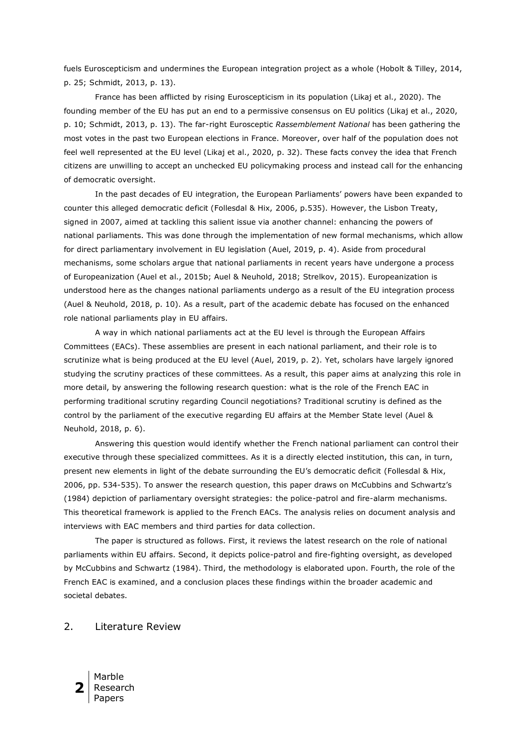fuels Euroscepticism and undermines the European integration project as a whole (Hobolt & Tilley, 2014, p. 25; Schmidt, 2013, p. 13).

France has been afflicted by rising Euroscepticism in its population (Likaj et al., 2020). The founding member of the EU has put an end to a permissive consensus on EU politics (Likaj et al., 2020, p. 10; Schmidt, 2013, p. 13). The far-right Eurosceptic *Rassemblement National* has been gathering the most votes in the past two European elections in France. Moreover, over half of the population does not feel well represented at the EU level (Likaj et al., 2020, p. 32). These facts convey the idea that French citizens are unwilling to accept an unchecked EU policymaking process and instead call for the enhancing of democratic oversight.

In the past decades of EU integration, the European Parliaments' powers have been expanded to counter this alleged democratic deficit (Follesdal & Hix, 2006, p.535). However, the Lisbon Treaty, signed in 2007, aimed at tackling this salient issue via another channel: enhancing the powers of national parliaments. This was done through the implementation of new formal mechanisms, which allow for direct parliamentary involvement in EU legislation (Auel, 2019, p. 4). Aside from procedural mechanisms, some scholars argue that national parliaments in recent years have undergone a process of Europeanization (Auel et al., 2015b; Auel & Neuhold, 2018; Strelkov, 2015). Europeanization is understood here as the changes national parliaments undergo as a result of the EU integration process (Auel & Neuhold, 2018, p. 10). As a result, part of the academic debate has focused on the enhanced role national parliaments play in EU affairs.

A way in which national parliaments act at the EU level is through the European Affairs Committees (EACs). These assemblies are present in each national parliament, and their role is to scrutinize what is being produced at the EU level (Auel, 2019, p. 2). Yet, scholars have largely ignored studying the scrutiny practices of these committees. As a result, this paper aims at analyzing this role in more detail, by answering the following research question: what is the role of the French EAC in performing traditional scrutiny regarding Council negotiations? Traditional scrutiny is defined as the control by the parliament of the executive regarding EU affairs at the Member State level (Auel & Neuhold, 2018, p. 6).

Answering this question would identify whether the French national parliament can control their executive through these specialized committees. As it is a directly elected institution, this can, in turn, present new elements in light of the debate surrounding the EU's democratic deficit (Follesdal & Hix, 2006, pp. 534-535). To answer the research question, this paper draws on McCubbins and Schwartz's (1984) depiction of parliamentary oversight strategies: the police-patrol and fire-alarm mechanisms. This theoretical framework is applied to the French EACs. The analysis relies on document analysis and interviews with EAC members and third parties for data collection.

The paper is structured as follows. First, it reviews the latest research on the role of national parliaments within EU affairs. Second, it depicts police-patrol and fire-fighting oversight, as developed by McCubbins and Schwartz (1984). Third, the methodology is elaborated upon. Fourth, the role of the French EAC is examined, and a conclusion places these findings within the broader academic and societal debates.

## 2. Literature Review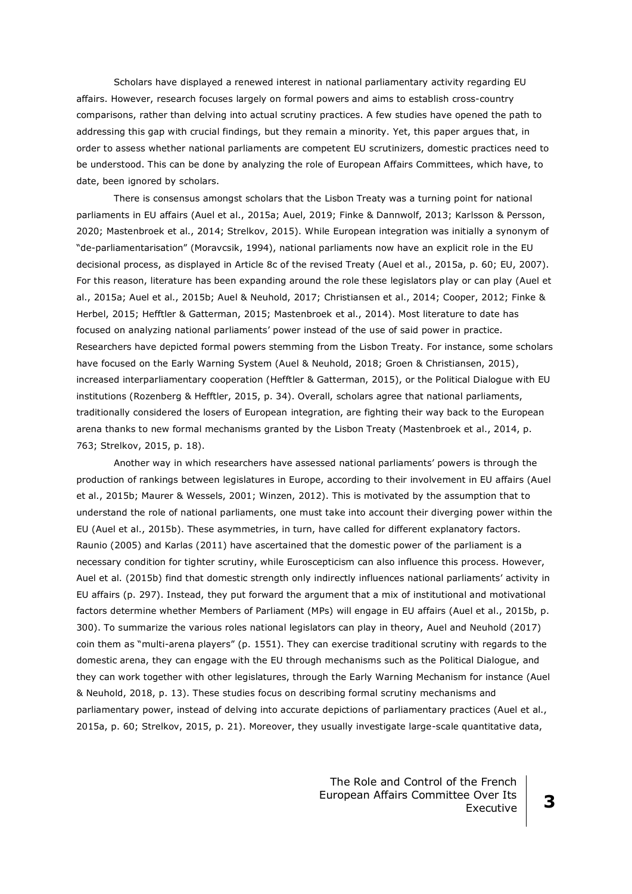Scholars have displayed a renewed interest in national parliamentary activity regarding EU affairs. However, research focuses largely on formal powers and aims to establish cross-country comparisons, rather than delving into actual scrutiny practices. A few studies have opened the path to addressing this gap with crucial findings, but they remain a minority. Yet, this paper argues that, in order to assess whether national parliaments are competent EU scrutinizers, domestic practices need to be understood. This can be done by analyzing the role of European Affairs Committees, which have, to date, been ignored by scholars.

There is consensus amongst scholars that the Lisbon Treaty was a turning point for national parliaments in EU affairs (Auel et al., 2015a; Auel, 2019; Finke & Dannwolf, 2013; Karlsson & Persson, 2020; Mastenbroek et al., 2014; Strelkov, 2015). While European integration was initially a synonym of "de-parliamentarisation" (Moravcsik, 1994), national parliaments now have an explicit role in the EU decisional process, as displayed in Article 8c of the revised Treaty (Auel et al., 2015a, p. 60; EU, 2007). For this reason, literature has been expanding around the role these legislators play or can play (Auel et al., 2015a; Auel et al., 2015b; Auel & Neuhold, 2017; Christiansen et al., 2014; Cooper, 2012; Finke & Herbel, 2015; Hefftler & Gatterman, 2015; Mastenbroek et al., 2014). Most literature to date has focused on analyzing national parliaments' power instead of the use of said power in practice. Researchers have depicted formal powers stemming from the Lisbon Treaty. For instance, some scholars have focused on the Early Warning System (Auel & Neuhold, 2018; Groen & Christiansen, 2015), increased interparliamentary cooperation (Hefftler & Gatterman, 2015), or the Political Dialogue with EU institutions (Rozenberg & Hefftler, 2015, p. 34). Overall, scholars agree that national parliaments, traditionally considered the losers of European integration, are fighting their way back to the European arena thanks to new formal mechanisms granted by the Lisbon Treaty (Mastenbroek et al., 2014, p. 763; Strelkov, 2015, p. 18).

Another way in which researchers have assessed national parliaments' powers is through the production of rankings between legislatures in Europe, according to their involvement in EU affairs (Auel et al., 2015b; Maurer & Wessels, 2001; Winzen, 2012). This is motivated by the assumption that to understand the role of national parliaments, one must take into account their diverging power within the EU (Auel et al., 2015b). These asymmetries, in turn, have called for different explanatory factors. Raunio (2005) and Karlas (2011) have ascertained that the domestic power of the parliament is a necessary condition for tighter scrutiny, while Euroscepticism can also influence this process. However, Auel et al. (2015b) find that domestic strength only indirectly influences national parliaments' activity in EU affairs (p. 297). Instead, they put forward the argument that a mix of institutional and motivational factors determine whether Members of Parliament (MPs) will engage in EU affairs (Auel et al., 2015b, p. 300). To summarize the various roles national legislators can play in theory, Auel and Neuhold (2017) coin them as "multi-arena players" (p. 1551). They can exercise traditional scrutiny with regards to the domestic arena, they can engage with the EU through mechanisms such as the Political Dialogue, and they can work together with other legislatures, through the Early Warning Mechanism for instance (Auel & Neuhold, 2018, p. 13). These studies focus on describing formal scrutiny mechanisms and parliamentary power, instead of delving into accurate depictions of parliamentary practices (Auel et al., 2015a, p. 60; Strelkov, 2015, p. 21). Moreover, they usually investigate large-scale quantitative data,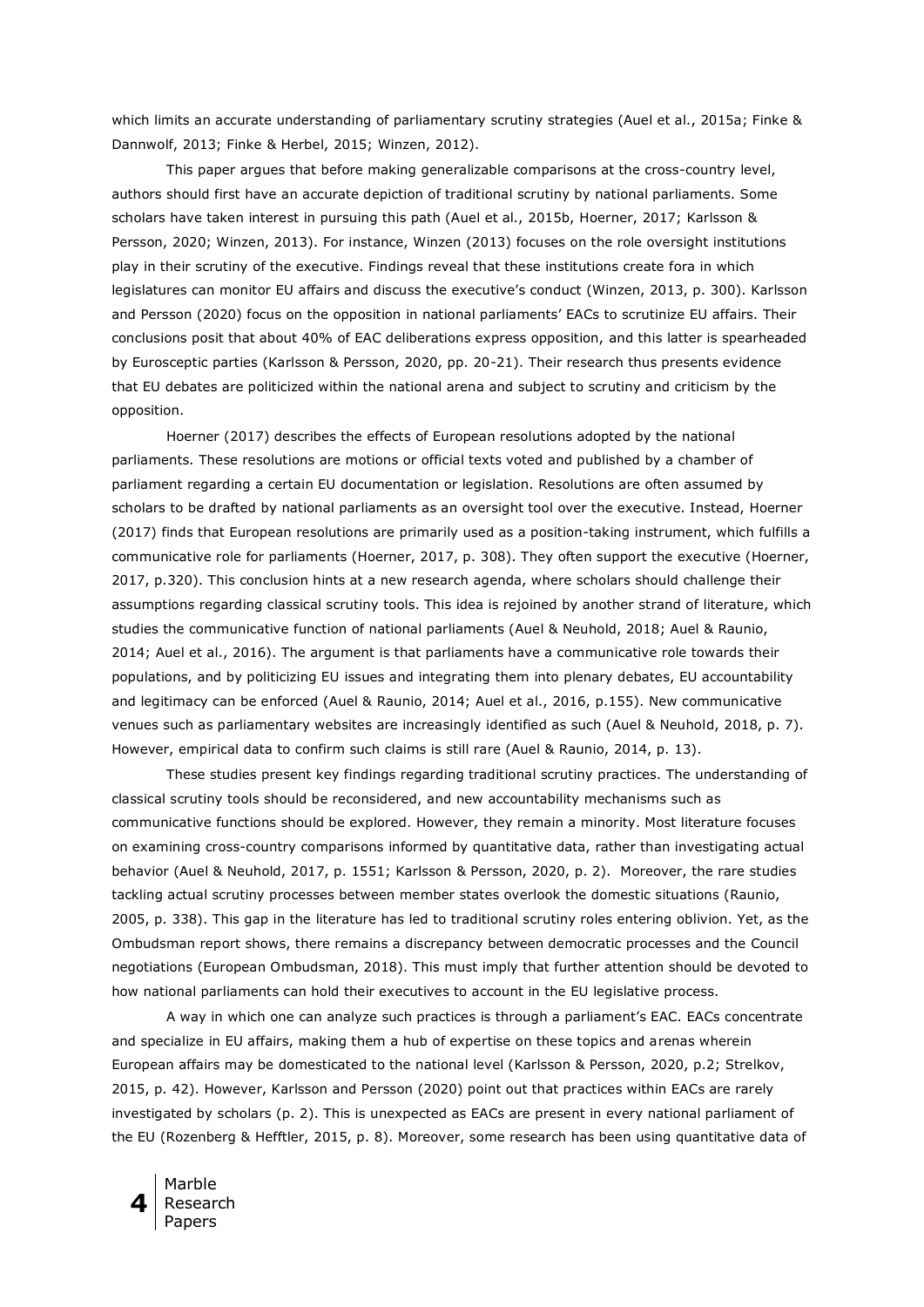which limits an accurate understanding of parliamentary scrutiny strategies (Auel et al., 2015a; Finke & Dannwolf, 2013; Finke & Herbel, 2015; Winzen, 2012).

This paper argues that before making generalizable comparisons at the cross-country level, authors should first have an accurate depiction of traditional scrutiny by national parliaments. Some scholars have taken interest in pursuing this path (Auel et al., 2015b, Hoerner, 2017; Karlsson & Persson, 2020; Winzen, 2013). For instance, Winzen (2013) focuses on the role oversight institutions play in their scrutiny of the executive. Findings reveal that these institutions create fora in which legislatures can monitor EU affairs and discuss the executive's conduct (Winzen, 2013, p. 300). Karlsson and Persson (2020) focus on the opposition in national parliaments' EACs to scrutinize EU affairs. Their conclusions posit that about 40% of EAC deliberations express opposition, and this latter is spearheaded by Eurosceptic parties (Karlsson & Persson, 2020, pp. 20-21). Their research thus presents evidence that EU debates are politicized within the national arena and subject to scrutiny and criticism by the opposition.

Hoerner (2017) describes the effects of European resolutions adopted by the national parliaments. These resolutions are motions or official texts voted and published by a chamber of parliament regarding a certain EU documentation or legislation. Resolutions are often assumed by scholars to be drafted by national parliaments as an oversight tool over the executive. Instead, Hoerner (2017) finds that European resolutions are primarily used as a position-taking instrument, which fulfills a communicative role for parliaments (Hoerner, 2017, p. 308). They often support the executive (Hoerner, 2017, p.320). This conclusion hints at a new research agenda, where scholars should challenge their assumptions regarding classical scrutiny tools. This idea is rejoined by another strand of literature, which studies the communicative function of national parliaments (Auel & Neuhold, 2018; Auel & Raunio, 2014; Auel et al., 2016). The argument is that parliaments have a communicative role towards their populations, and by politicizing EU issues and integrating them into plenary debates, EU accountability and legitimacy can be enforced (Auel & Raunio, 2014; Auel et al., 2016, p.155). New communicative venues such as parliamentary websites are increasingly identified as such (Auel & Neuhold, 2018, p. 7). However, empirical data to confirm such claims is still rare (Auel & Raunio, 2014, p. 13).

These studies present key findings regarding traditional scrutiny practices. The understanding of classical scrutiny tools should be reconsidered, and new accountability mechanisms such as communicative functions should be explored. However, they remain a minority. Most literature focuses on examining cross-country comparisons informed by quantitative data, rather than investigating actual behavior (Auel & Neuhold, 2017, p. 1551; Karlsson & Persson, 2020, p. 2). Moreover, the rare studies tackling actual scrutiny processes between member states overlook the domestic situations (Raunio, 2005, p. 338). This gap in the literature has led to traditional scrutiny roles entering oblivion. Yet, as the Ombudsman report shows, there remains a discrepancy between democratic processes and the Council negotiations (European Ombudsman, 2018). This must imply that further attention should be devoted to how national parliaments can hold their executives to account in the EU legislative process.

A way in which one can analyze such practices is through a parliament's EAC. EACs concentrate and specialize in EU affairs, making them a hub of expertise on these topics and arenas wherein European affairs may be domesticated to the national level (Karlsson & Persson, 2020, p.2; Strelkov, 2015, p. 42). However, Karlsson and Persson (2020) point out that practices within EACs are rarely investigated by scholars (p. 2). This is unexpected as EACs are present in every national parliament of the EU (Rozenberg & Hefftler, 2015, p. 8). Moreover, some research has been using quantitative data of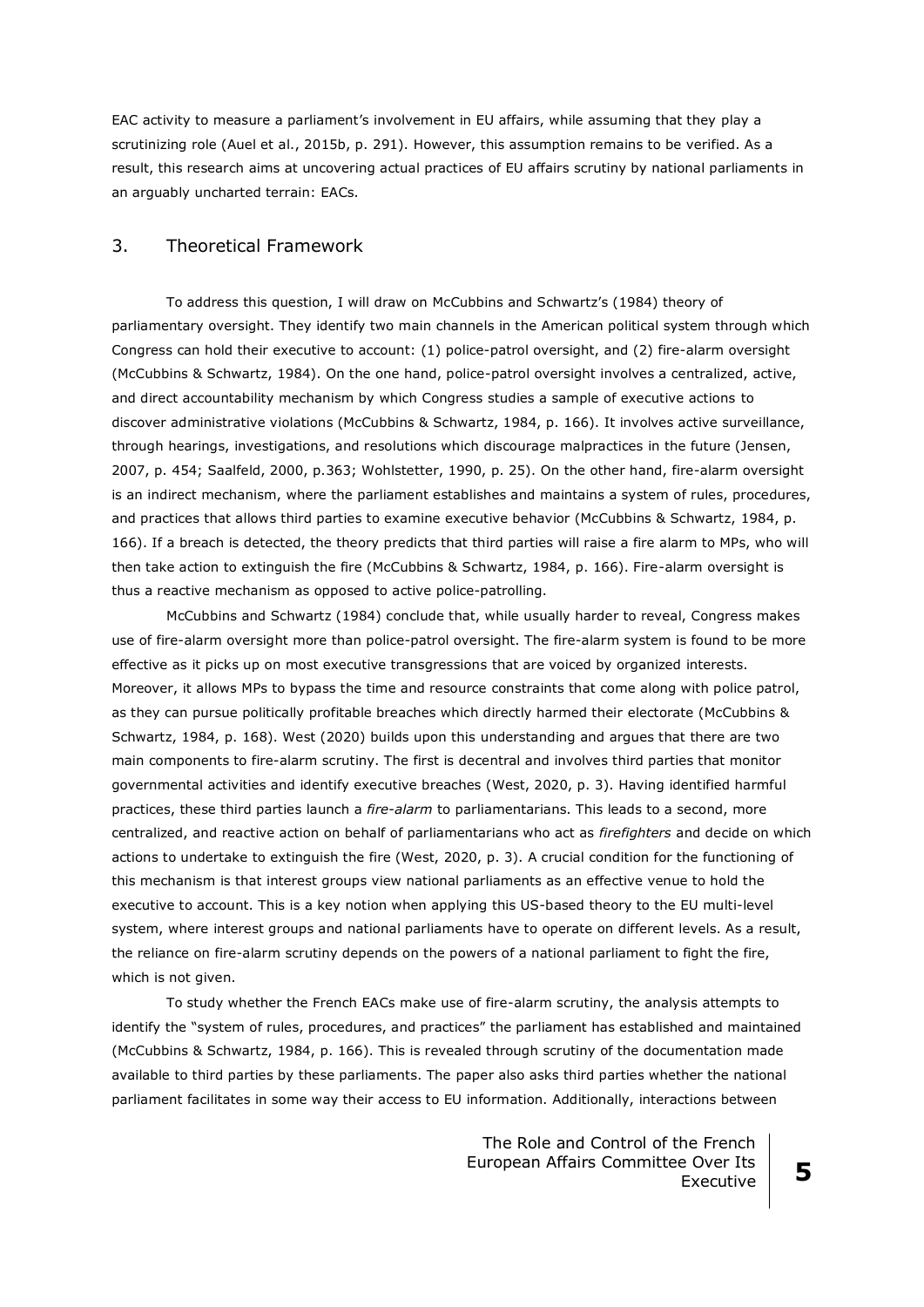EAC activity to measure a parliament's involvement in EU affairs, while assuming that they play a scrutinizing role (Auel et al., 2015b, p. 291). However, this assumption remains to be verified. As a result, this research aims at uncovering actual practices of EU affairs scrutiny by national parliaments in an arguably uncharted terrain: EACs.

## 3. Theoretical Framework

To address this question, I will draw on McCubbins and Schwartz's (1984) theory of parliamentary oversight. They identify two main channels in the American political system through which Congress can hold their executive to account: (1) police-patrol oversight, and (2) fire-alarm oversight (McCubbins & Schwartz, 1984). On the one hand, police-patrol oversight involves a centralized, active, and direct accountability mechanism by which Congress studies a sample of executive actions to discover administrative violations (McCubbins & Schwartz, 1984, p. 166). It involves active surveillance, through hearings, investigations, and resolutions which discourage malpractices in the future (Jensen, 2007, p. 454; Saalfeld, 2000, p.363; Wohlstetter, 1990, p. 25). On the other hand, fire-alarm oversight is an indirect mechanism, where the parliament establishes and maintains a system of rules, procedures, and practices that allows third parties to examine executive behavior (McCubbins & Schwartz, 1984, p. 166). If a breach is detected, the theory predicts that third parties will raise a fire alarm to MPs, who will then take action to extinguish the fire (McCubbins & Schwartz, 1984, p. 166). Fire-alarm oversight is thus a reactive mechanism as opposed to active police-patrolling.

McCubbins and Schwartz (1984) conclude that, while usually harder to reveal, Congress makes use of fire-alarm oversight more than police-patrol oversight. The fire-alarm system is found to be more effective as it picks up on most executive transgressions that are voiced by organized interests. Moreover, it allows MPs to bypass the time and resource constraints that come along with police patrol, as they can pursue politically profitable breaches which directly harmed their electorate (McCubbins & Schwartz, 1984, p. 168). West (2020) builds upon this understanding and argues that there are two main components to fire-alarm scrutiny. The first is decentral and involves third parties that monitor governmental activities and identify executive breaches (West, 2020, p. 3). Having identified harmful practices, these third parties launch a *fire-alarm* to parliamentarians. This leads to a second, more centralized, and reactive action on behalf of parliamentarians who act as *firefighters* and decide on which actions to undertake to extinguish the fire (West, 2020, p. 3). A crucial condition for the functioning of this mechanism is that interest groups view national parliaments as an effective venue to hold the executive to account. This is a key notion when applying this US-based theory to the EU multi-level system, where interest groups and national parliaments have to operate on different levels. As a result, the reliance on fire-alarm scrutiny depends on the powers of a national parliament to fight the fire, which is not given.

To study whether the French EACs make use of fire-alarm scrutiny, the analysis attempts to identify the "system of rules, procedures, and practices" the parliament has established and maintained (McCubbins & Schwartz, 1984, p. 166). This is revealed through scrutiny of the documentation made available to third parties by these parliaments. The paper also asks third parties whether the national parliament facilitates in some way their access to EU information. Additionally, interactions between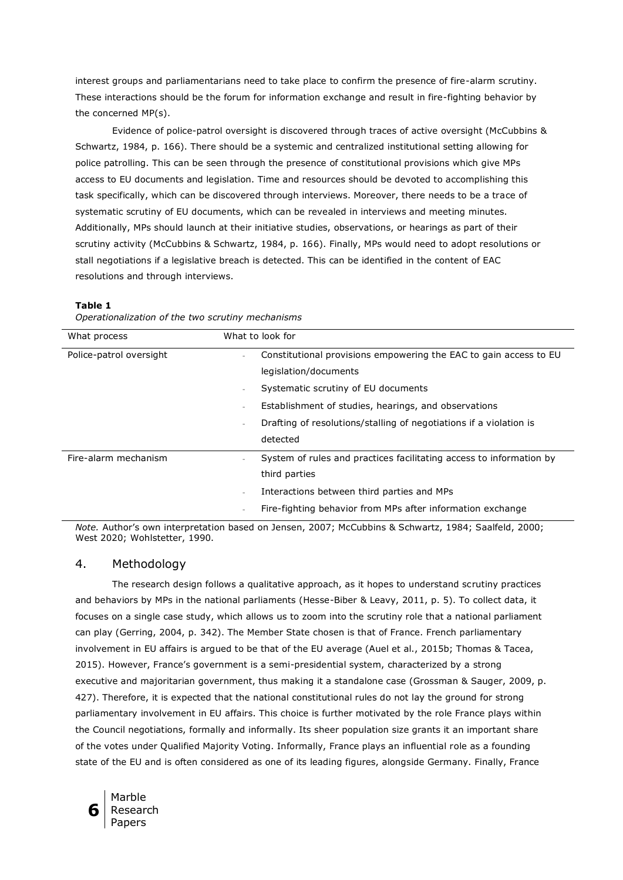interest groups and parliamentarians need to take place to confirm the presence of fire-alarm scrutiny. These interactions should be the forum for information exchange and result in fire-fighting behavior by the concerned MP(s).

Evidence of police-patrol oversight is discovered through traces of active oversight (McCubbins & Schwartz, 1984, p. 166). There should be a systemic and centralized institutional setting allowing for police patrolling. This can be seen through the presence of constitutional provisions which give MPs access to EU documents and legislation. Time and resources should be devoted to accomplishing this task specifically, which can be discovered through interviews. Moreover, there needs to be a trace of systematic scrutiny of EU documents, which can be revealed in interviews and meeting minutes. Additionally, MPs should launch at their initiative studies, observations, or hearings as part of their scrutiny activity (McCubbins & Schwartz, 1984, p. 166). Finally, MPs would need to adopt resolutions or stall negotiations if a legislative breach is detected. This can be identified in the content of EAC resolutions and through interviews.

**Table 1**

*Operationalization of the two scrutiny mechanisms*

| What process | What to look for |
|---|---|
| Police-patrol oversight | - Constitutional provisions empowering the EAC to gain access to EU legislation/documents<br>- Systematic scrutiny of EU documents<br>- Establishment of studies, hearings, and observations<br>- Drafting of resolutions/stalling of negotiations if a violation is detected |
| Fire-alarm mechanism | - System of rules and practices facilitating access to information by third parties<br>- Interactions between third parties and MPs<br>- Fire-fighting behavior from MPs after information exchange |

*Note.* Author's own interpretation based on Jensen, 2007; McCubbins & Schwartz, 1984; Saalfeld, 2000; West 2020; Wohlstetter, 1990.

## 4. Methodology

The research design follows a qualitative approach, as it hopes to understand scrutiny practices and behaviors by MPs in the national parliaments (Hesse-Biber & Leavy, 2011, p. 5). To collect data, it focuses on a single case study, which allows us to zoom into the scrutiny role that a national parliament can play (Gerring, 2004, p. 342). The Member State chosen is that of France. French parliamentary involvement in EU affairs is argued to be that of the EU average (Auel et al., 2015b; Thomas & Tacea, 2015). However, France's government is a semi-presidential system, characterized by a strong executive and majoritarian government, thus making it a standalone case (Grossman & Sauger, 2009, p. 427). Therefore, it is expected that the national constitutional rules do not lay the ground for strong parliamentary involvement in EU affairs. This choice is further motivated by the role France plays within the Council negotiations, formally and informally. Its sheer population size grants it an important share of the votes under Qualified Majority Voting. Informally, France plays an influential role as a founding state of the EU and is often considered as one of its leading figures, alongside Germany. Finally, France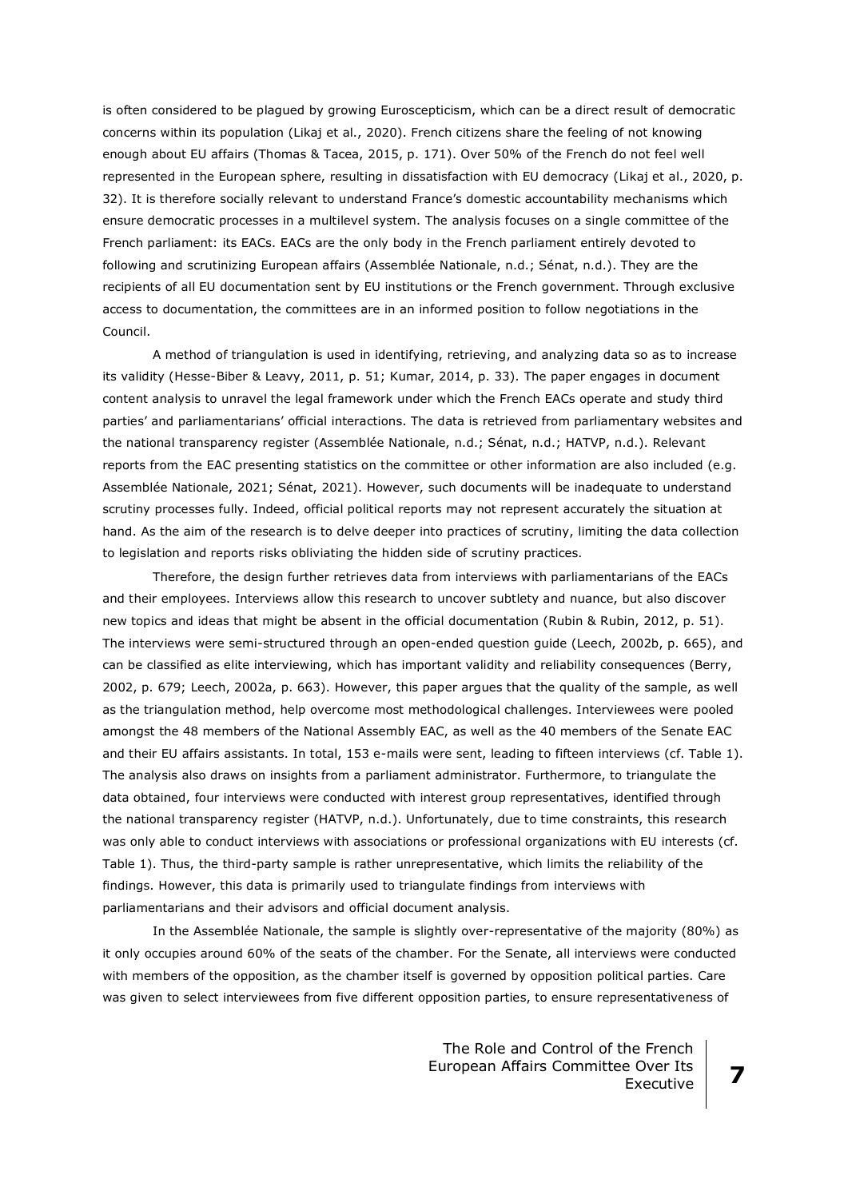is often considered to be plagued by growing Euroscepticism, which can be a direct result of democratic concerns within its population (Likaj et al., 2020). French citizens share the feeling of not knowing enough about EU affairs (Thomas & Tacea, 2015, p. 171). Over 50% of the French do not feel well represented in the European sphere, resulting in dissatisfaction with EU democracy (Likaj et al., 2020, p. 32). It is therefore socially relevant to understand France's domestic accountability mechanisms which ensure democratic processes in a multilevel system. The analysis focuses on a single committee of the French parliament: its EACs. EACs are the only body in the French parliament entirely devoted to following and scrutinizing European affairs (Assemblée Nationale, n.d.; Sénat, n.d.). They are the recipients of all EU documentation sent by EU institutions or the French government. Through exclusive access to documentation, the committees are in an informed position to follow negotiations in the Council.

A method of triangulation is used in identifying, retrieving, and analyzing data so as to increase its validity (Hesse-Biber & Leavy, 2011, p. 51; Kumar, 2014, p. 33). The paper engages in document content analysis to unravel the legal framework under which the French EACs operate and study third parties' and parliamentarians' official interactions. The data is retrieved from parliamentary websites and the national transparency register (Assemblée Nationale, n.d.; Sénat, n.d.; HATVP, n.d.). Relevant reports from the EAC presenting statistics on the committee or other information are also included (e.g. Assemblée Nationale, 2021; Sénat, 2021). However, such documents will be inadequate to understand scrutiny processes fully. Indeed, official political reports may not represent accurately the situation at hand. As the aim of the research is to delve deeper into practices of scrutiny, limiting the data collection to legislation and reports risks obliviating the hidden side of scrutiny practices.

Therefore, the design further retrieves data from interviews with parliamentarians of the EACs and their employees. Interviews allow this research to uncover subtlety and nuance, but also discover new topics and ideas that might be absent in the official documentation (Rubin & Rubin, 2012, p. 51). The interviews were semi-structured through an open-ended question guide (Leech, 2002b, p. 665), and can be classified as elite interviewing, which has important validity and reliability consequences (Berry, 2002, p. 679; Leech, 2002a, p. 663). However, this paper argues that the quality of the sample, as well as the triangulation method, help overcome most methodological challenges. Interviewees were pooled amongst the 48 members of the National Assembly EAC, as well as the 40 members of the Senate EAC and their EU affairs assistants. In total, 153 e-mails were sent, leading to fifteen interviews (cf. Table 1). The analysis also draws on insights from a parliament administrator. Furthermore, to triangulate the data obtained, four interviews were conducted with interest group representatives, identified through the national transparency register (HATVP, n.d.). Unfortunately, due to time constraints, this research was only able to conduct interviews with associations or professional organizations with EU interests (cf. Table 1). Thus, the third-party sample is rather unrepresentative, which limits the reliability of the findings. However, this data is primarily used to triangulate findings from interviews with parliamentarians and their advisors and official document analysis.

In the Assemblée Nationale, the sample is slightly over-representative of the majority (80%) as it only occupies around 60% of the seats of the chamber. For the Senate, all interviews were conducted with members of the opposition, as the chamber itself is governed by opposition political parties. Care was given to select interviewees from five different opposition parties, to ensure representativeness of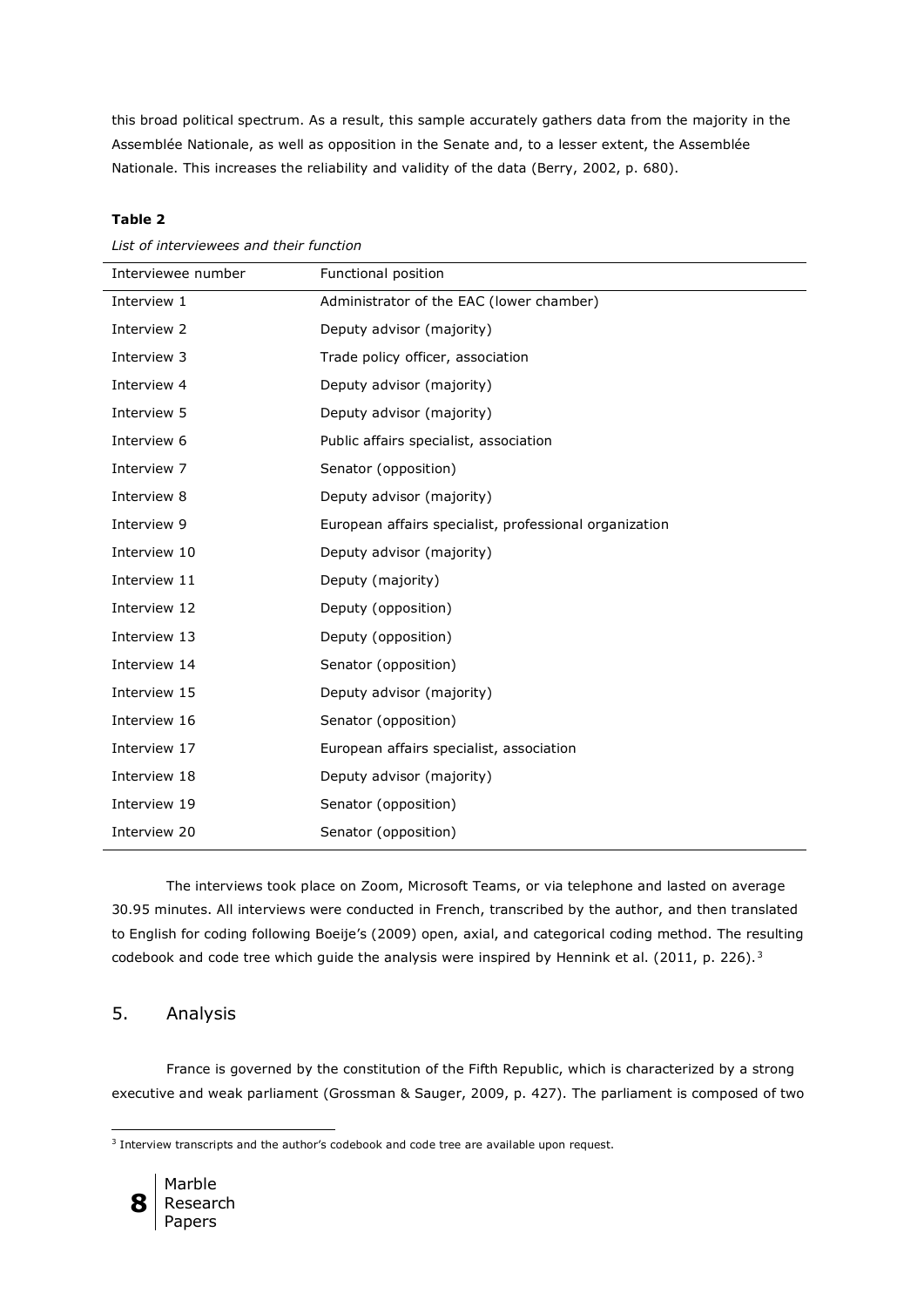this broad political spectrum. As a result, this sample accurately gathers data from the majority in the Assemblée Nationale, as well as opposition in the Senate and, to a lesser extent, the Assemblée Nationale. This increases the reliability and validity of the data (Berry, 2002, p. 680).

**Table 2**

*List of interviewees and their function*

| Interviewee number | Functional position |
|---|---|
| Interview 1 | Administrator of the EAC (lower chamber) |
| Interview 2 | Deputy advisor (majority) |
| Interview 3 | Trade policy officer, association |
| Interview 4 | Deputy advisor (majority) |
| Interview 5 | Deputy advisor (majority) |
| Interview 6 | Public affairs specialist, association |
| Interview 7 | Senator (opposition) |
| Interview 8 | Deputy advisor (majority) |
| Interview 9 | European affairs specialist, professional organization |
| Interview 10 | Deputy advisor (majority) |
| Interview 11 | Deputy (majority) |
| Interview 12 | Deputy (opposition) |
| Interview 13 | Deputy (opposition) |
| Interview 14 | Senator (opposition) |
| Interview 15 | Deputy advisor (majority) |
| Interview 16 | Senator (opposition) |
| Interview 17 | European affairs specialist, association |
| Interview 18 | Deputy advisor (majority) |
| Interview 19 | Senator (opposition) |
| Interview 20 | Senator (opposition) |

The interviews took place on Zoom, Microsoft Teams, or via telephone and lasted on average 30.95 minutes. All interviews were conducted in French, transcribed by the author, and then translated to English for coding following Boeije's (2009) open, axial, and categorical coding method. The resulting codebook and code tree which guide the analysis were inspired by Hennink et al. (2011, p. 226).[3]

## 5. Analysis

France is governed by the constitution of the Fifth Republic, which is characterized by a strong executive and weak parliament (Grossman & Sauger, 2009, p. 427). The parliament is composed of two

[3] Interview transcripts and the author's codebook and code tree are available upon request.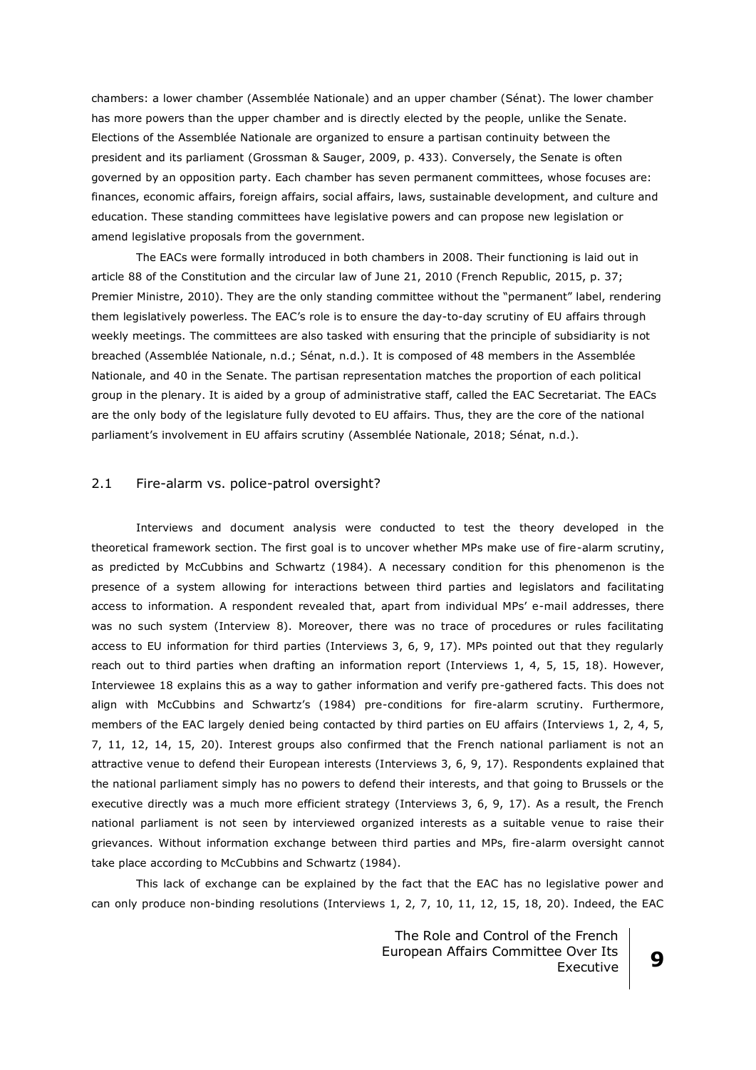chambers: a lower chamber (Assemblée Nationale) and an upper chamber (Sénat). The lower chamber has more powers than the upper chamber and is directly elected by the people, unlike the Senate. Elections of the Assemblée Nationale are organized to ensure a partisan continuity between the president and its parliament (Grossman & Sauger, 2009, p. 433). Conversely, the Senate is often governed by an opposition party. Each chamber has seven permanent committees, whose focuses are: finances, economic affairs, foreign affairs, social affairs, laws, sustainable development, and culture and education. These standing committees have legislative powers and can propose new legislation or amend legislative proposals from the government.

The EACs were formally introduced in both chambers in 2008. Their functioning is laid out in article 88 of the Constitution and the circular law of June 21, 2010 (French Republic, 2015, p. 37; Premier Ministre, 2010). They are the only standing committee without the "permanent" label, rendering them legislatively powerless. The EAC's role is to ensure the day-to-day scrutiny of EU affairs through weekly meetings. The committees are also tasked with ensuring that the principle of subsidiarity is not breached (Assemblée Nationale, n.d.; Sénat, n.d.). It is composed of 48 members in the Assemblée Nationale, and 40 in the Senate. The partisan representation matches the proportion of each political group in the plenary. It is aided by a group of administrative staff, called the EAC Secretariat. The EACs are the only body of the legislature fully devoted to EU affairs. Thus, they are the core of the national parliament's involvement in EU affairs scrutiny (Assemblée Nationale, 2018; Sénat, n.d.).

## 2.1 Fire-alarm vs. police-patrol oversight?

Interviews and document analysis were conducted to test the theory developed in the theoretical framework section. The first goal is to uncover whether MPs make use of fire-alarm scrutiny, as predicted by McCubbins and Schwartz (1984). A necessary condition for this phenomenon is the presence of a system allowing for interactions between third parties and legislators and facilitating access to information. A respondent revealed that, apart from individual MPs' e-mail addresses, there was no such system (Interview 8). Moreover, there was no trace of procedures or rules facilitating access to EU information for third parties (Interviews 3, 6, 9, 17). MPs pointed out that they regularly reach out to third parties when drafting an information report (Interviews 1, 4, 5, 15, 18). However, Interviewee 18 explains this as a way to gather information and verify pre-gathered facts. This does not align with McCubbins and Schwartz's (1984) pre-conditions for fire-alarm scrutiny. Furthermore, members of the EAC largely denied being contacted by third parties on EU affairs (Interviews 1, 2, 4, 5, 7, 11, 12, 14, 15, 20). Interest groups also confirmed that the French national parliament is not an attractive venue to defend their European interests (Interviews 3, 6, 9, 17). Respondents explained that the national parliament simply has no powers to defend their interests, and that going to Brussels or the executive directly was a much more efficient strategy (Interviews 3, 6, 9, 17). As a result, the French national parliament is not seen by interviewed organized interests as a suitable venue to raise their grievances. Without information exchange between third parties and MPs, fire-alarm oversight cannot take place according to McCubbins and Schwartz (1984).

This lack of exchange can be explained by the fact that the EAC has no legislative power and can only produce non-binding resolutions (Interviews 1, 2, 7, 10, 11, 12, 15, 18, 20). Indeed, the EAC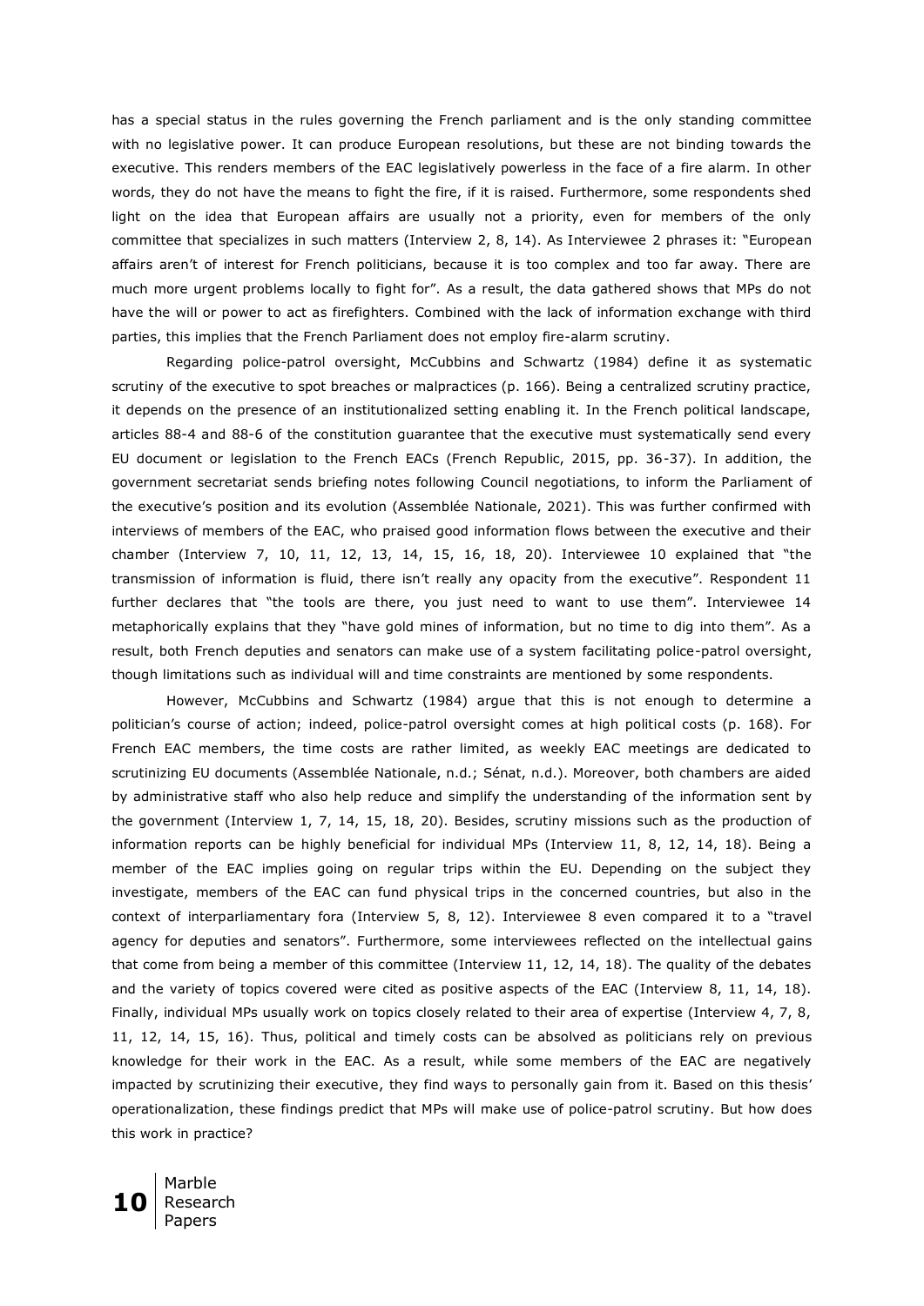has a special status in the rules governing the French parliament and is the only standing committee with no legislative power. It can produce European resolutions, but these are not binding towards the executive. This renders members of the EAC legislatively powerless in the face of a fire alarm. In other words, they do not have the means to fight the fire, if it is raised. Furthermore, some respondents shed light on the idea that European affairs are usually not a priority, even for members of the only committee that specializes in such matters (Interview 2, 8, 14). As Interviewee 2 phrases it: "European affairs aren't of interest for French politicians, because it is too complex and too far away. There are much more urgent problems locally to fight for". As a result, the data gathered shows that MPs do not have the will or power to act as firefighters. Combined with the lack of information exchange with third parties, this implies that the French Parliament does not employ fire-alarm scrutiny.

Regarding police-patrol oversight, McCubbins and Schwartz (1984) define it as systematic scrutiny of the executive to spot breaches or malpractices (p. 166). Being a centralized scrutiny practice, it depends on the presence of an institutionalized setting enabling it. In the French political landscape, articles 88-4 and 88-6 of the constitution guarantee that the executive must systematically send every EU document or legislation to the French EACs (French Republic, 2015, pp. 36-37). In addition, the government secretariat sends briefing notes following Council negotiations, to inform the Parliament of the executive's position and its evolution (Assemblée Nationale, 2021). This was further confirmed with interviews of members of the EAC, who praised good information flows between the executive and their chamber (Interview 7, 10, 11, 12, 13, 14, 15, 16, 18, 20). Interviewee 10 explained that "the transmission of information is fluid, there isn't really any opacity from the executive". Respondent 11 further declares that "the tools are there, you just need to want to use them". Interviewee 14 metaphorically explains that they "have gold mines of information, but no time to dig into them". As a result, both French deputies and senators can make use of a system facilitating police-patrol oversight, though limitations such as individual will and time constraints are mentioned by some respondents.

However, McCubbins and Schwartz (1984) argue that this is not enough to determine a politician's course of action; indeed, police-patrol oversight comes at high political costs (p. 168). For French EAC members, the time costs are rather limited, as weekly EAC meetings are dedicated to scrutinizing EU documents (Assemblée Nationale, n.d.; Sénat, n.d.). Moreover, both chambers are aided by administrative staff who also help reduce and simplify the understanding of the information sent by the government (Interview 1, 7, 14, 15, 18, 20). Besides, scrutiny missions such as the production of information reports can be highly beneficial for individual MPs (Interview 11, 8, 12, 14, 18). Being a member of the EAC implies going on regular trips within the EU. Depending on the subject they investigate, members of the EAC can fund physical trips in the concerned countries, but also in the context of interparliamentary fora (Interview 5, 8, 12). Interviewee 8 even compared it to a "travel agency for deputies and senators". Furthermore, some interviewees reflected on the intellectual gains that come from being a member of this committee (Interview 11, 12, 14, 18). The quality of the debates and the variety of topics covered were cited as positive aspects of the EAC (Interview 8, 11, 14, 18). Finally, individual MPs usually work on topics closely related to their area of expertise (Interview 4, 7, 8, 11, 12, 14, 15, 16). Thus, political and timely costs can be absolved as politicians rely on previous knowledge for their work in the EAC. As a result, while some members of the EAC are negatively impacted by scrutinizing their executive, they find ways to personally gain from it. Based on this thesis' operationalization, these findings predict that MPs will make use of police-patrol scrutiny. But how does this work in practice?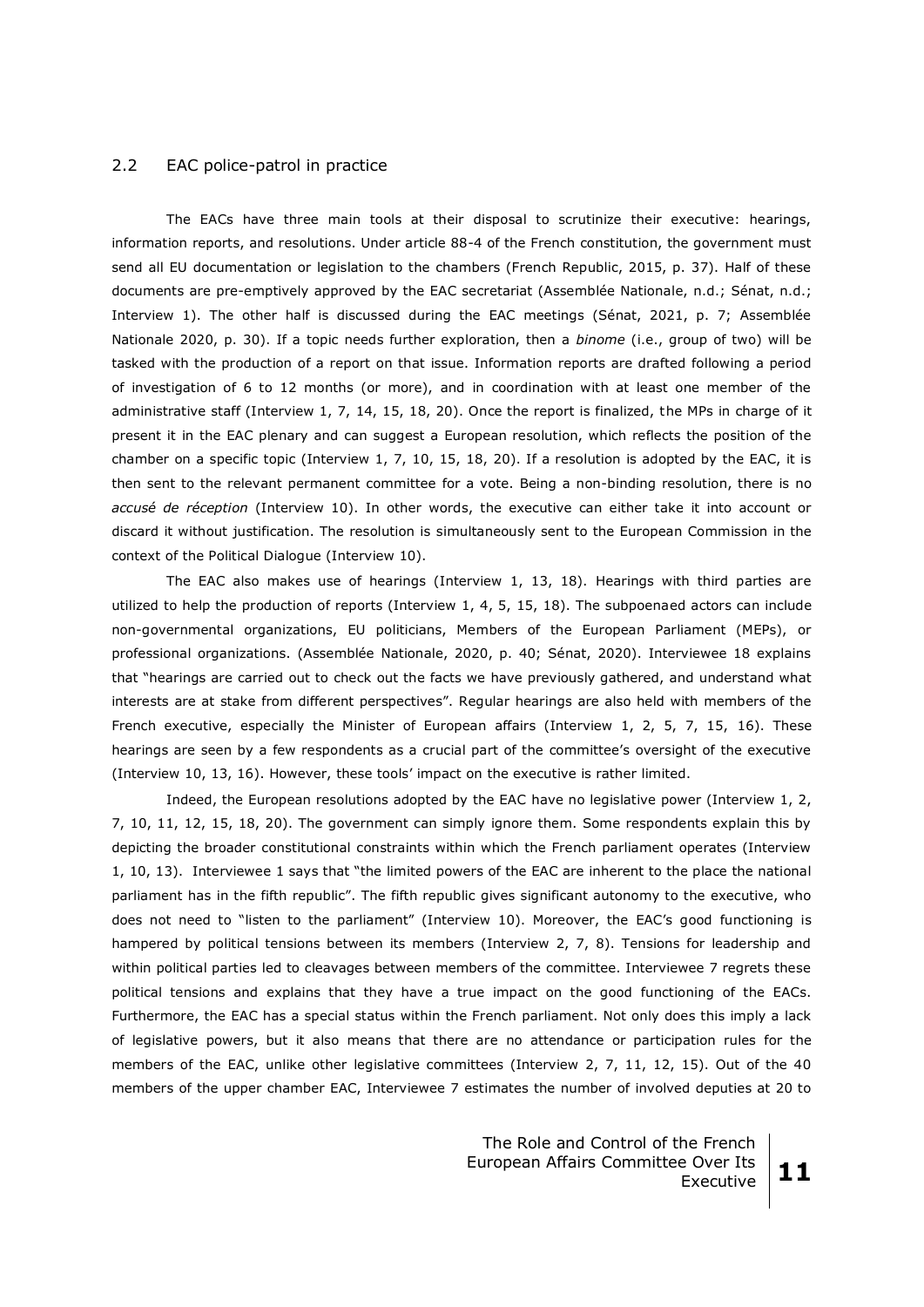## 2.2 EAC police-patrol in practice

The EACs have three main tools at their disposal to scrutinize their executive: hearings, information reports, and resolutions. Under article 88-4 of the French constitution, the government must send all EU documentation or legislation to the chambers (French Republic, 2015, p. 37). Half of these documents are pre-emptively approved by the EAC secretariat (Assemblée Nationale, n.d.; Sénat, n.d.; Interview 1). The other half is discussed during the EAC meetings (Sénat, 2021, p. 7; Assemblée Nationale 2020, p. 30). If a topic needs further exploration, then a *binome* (i.e., group of two) will be tasked with the production of a report on that issue. Information reports are drafted following a period of investigation of 6 to 12 months (or more), and in coordination with at least one member of the administrative staff (Interview 1, 7, 14, 15, 18, 20). Once the report is finalized, the MPs in charge of it present it in the EAC plenary and can suggest a European resolution, which reflects the position of the chamber on a specific topic (Interview 1, 7, 10, 15, 18, 20). If a resolution is adopted by the EAC, it is then sent to the relevant permanent committee for a vote. Being a non-binding resolution, there is no *accusé de réception* (Interview 10). In other words, the executive can either take it into account or discard it without justification. The resolution is simultaneously sent to the European Commission in the context of the Political Dialogue (Interview 10).

The EAC also makes use of hearings (Interview 1, 13, 18). Hearings with third parties are utilized to help the production of reports (Interview 1, 4, 5, 15, 18). The subpoenaed actors can include non-governmental organizations, EU politicians, Members of the European Parliament (MEPs), or professional organizations. (Assemblée Nationale, 2020, p. 40; Sénat, 2020). Interviewee 18 explains that "hearings are carried out to check out the facts we have previously gathered, and understand what interests are at stake from different perspectives". Regular hearings are also held with members of the French executive, especially the Minister of European affairs (Interview 1, 2, 5, 7, 15, 16). These hearings are seen by a few respondents as a crucial part of the committee's oversight of the executive (Interview 10, 13, 16). However, these tools' impact on the executive is rather limited.

Indeed, the European resolutions adopted by the EAC have no legislative power (Interview 1, 2, 7, 10, 11, 12, 15, 18, 20). The government can simply ignore them. Some respondents explain this by depicting the broader constitutional constraints within which the French parliament operates (Interview 1, 10, 13). Interviewee 1 says that "the limited powers of the EAC are inherent to the place the national parliament has in the fifth republic". The fifth republic gives significant autonomy to the executive, who does not need to "listen to the parliament" (Interview 10). Moreover, the EAC's good functioning is hampered by political tensions between its members (Interview 2, 7, 8). Tensions for leadership and within political parties led to cleavages between members of the committee. Interviewee 7 regrets these political tensions and explains that they have a true impact on the good functioning of the EACs. Furthermore, the EAC has a special status within the French parliament. Not only does this imply a lack of legislative powers, but it also means that there are no attendance or participation rules for the members of the EAC, unlike other legislative committees (Interview 2, 7, 11, 12, 15). Out of the 40 members of the upper chamber EAC, Interviewee 7 estimates the number of involved deputies at 20 to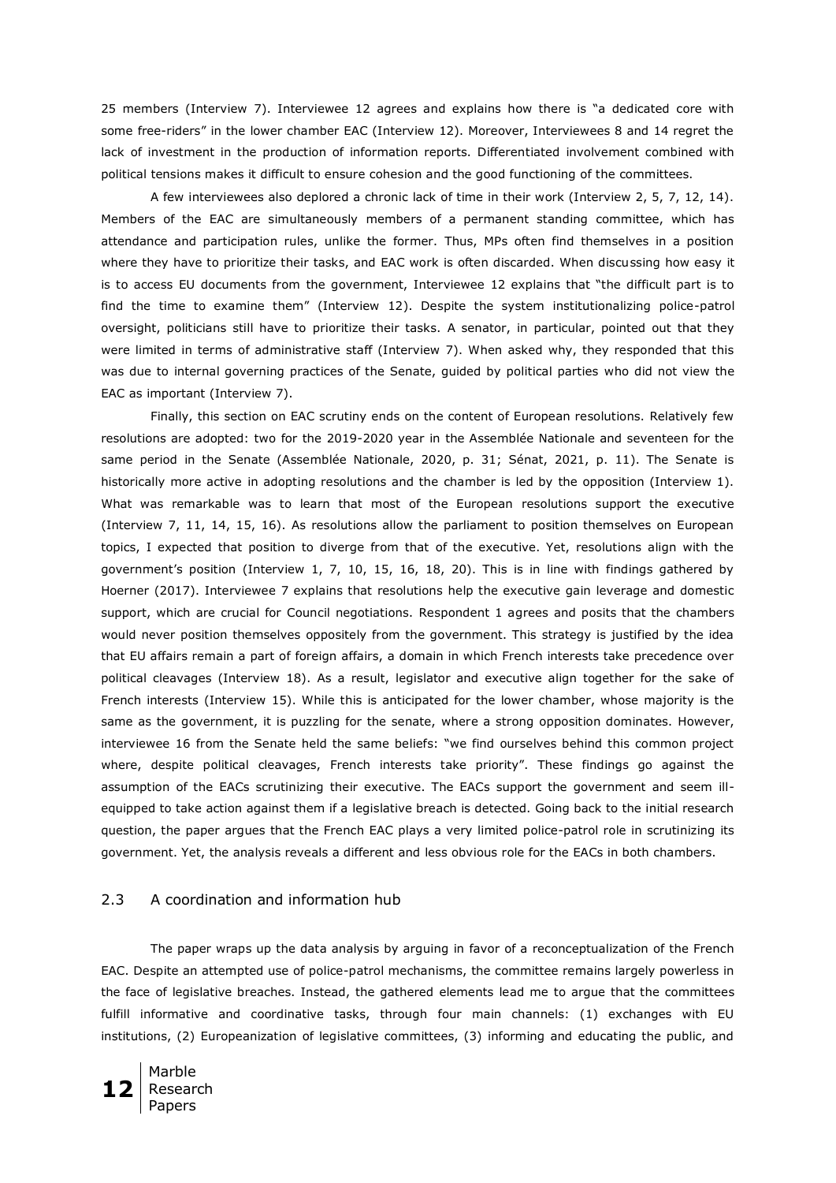25 members (Interview 7). Interviewee 12 agrees and explains how there is "a dedicated core with some free-riders" in the lower chamber EAC (Interview 12). Moreover, Interviewees 8 and 14 regret the lack of investment in the production of information reports. Differentiated involvement combined with political tensions makes it difficult to ensure cohesion and the good functioning of the committees.

A few interviewees also deplored a chronic lack of time in their work (Interview 2, 5, 7, 12, 14). Members of the EAC are simultaneously members of a permanent standing committee, which has attendance and participation rules, unlike the former. Thus, MPs often find themselves in a position where they have to prioritize their tasks, and EAC work is often discarded. When discussing how easy it is to access EU documents from the government, Interviewee 12 explains that "the difficult part is to find the time to examine them" (Interview 12). Despite the system institutionalizing police-patrol oversight, politicians still have to prioritize their tasks. A senator, in particular, pointed out that they were limited in terms of administrative staff (Interview 7). When asked why, they responded that this was due to internal governing practices of the Senate, guided by political parties who did not view the EAC as important (Interview 7).

Finally, this section on EAC scrutiny ends on the content of European resolutions. Relatively few resolutions are adopted: two for the 2019-2020 year in the Assemblée Nationale and seventeen for the same period in the Senate (Assemblée Nationale, 2020, p. 31; Sénat, 2021, p. 11). The Senate is historically more active in adopting resolutions and the chamber is led by the opposition (Interview 1). What was remarkable was to learn that most of the European resolutions support the executive (Interview 7, 11, 14, 15, 16). As resolutions allow the parliament to position themselves on European topics, I expected that position to diverge from that of the executive. Yet, resolutions align with the government's position (Interview 1, 7, 10, 15, 16, 18, 20). This is in line with findings gathered by Hoerner (2017). Interviewee 7 explains that resolutions help the executive gain leverage and domestic support, which are crucial for Council negotiations. Respondent 1 agrees and posits that the chambers would never position themselves oppositely from the government. This strategy is justified by the idea that EU affairs remain a part of foreign affairs, a domain in which French interests take precedence over political cleavages (Interview 18). As a result, legislator and executive align together for the sake of French interests (Interview 15). While this is anticipated for the lower chamber, whose majority is the same as the government, it is puzzling for the senate, where a strong opposition dominates. However, interviewee 16 from the Senate held the same beliefs: "we find ourselves behind this common project where, despite political cleavages, French interests take priority". These findings go against the assumption of the EACs scrutinizing their executive. The EACs support the government and seem ill-equipped to take action against them if a legislative breach is detected. Going back to the initial research question, the paper argues that the French EAC plays a very limited police-patrol role in scrutinizing its government. Yet, the analysis reveals a different and less obvious role for the EACs in both chambers.

### 2.3 A coordination and information hub

The paper wraps up the data analysis by arguing in favor of a reconceptualization of the French EAC. Despite an attempted use of police-patrol mechanisms, the committee remains largely powerless in the face of legislative breaches. Instead, the gathered elements lead me to argue that the committees fulfill informative and coordinative tasks, through four main channels: (1) exchanges with EU institutions, (2) Europeanization of legislative committees, (3) informing and educating the public, and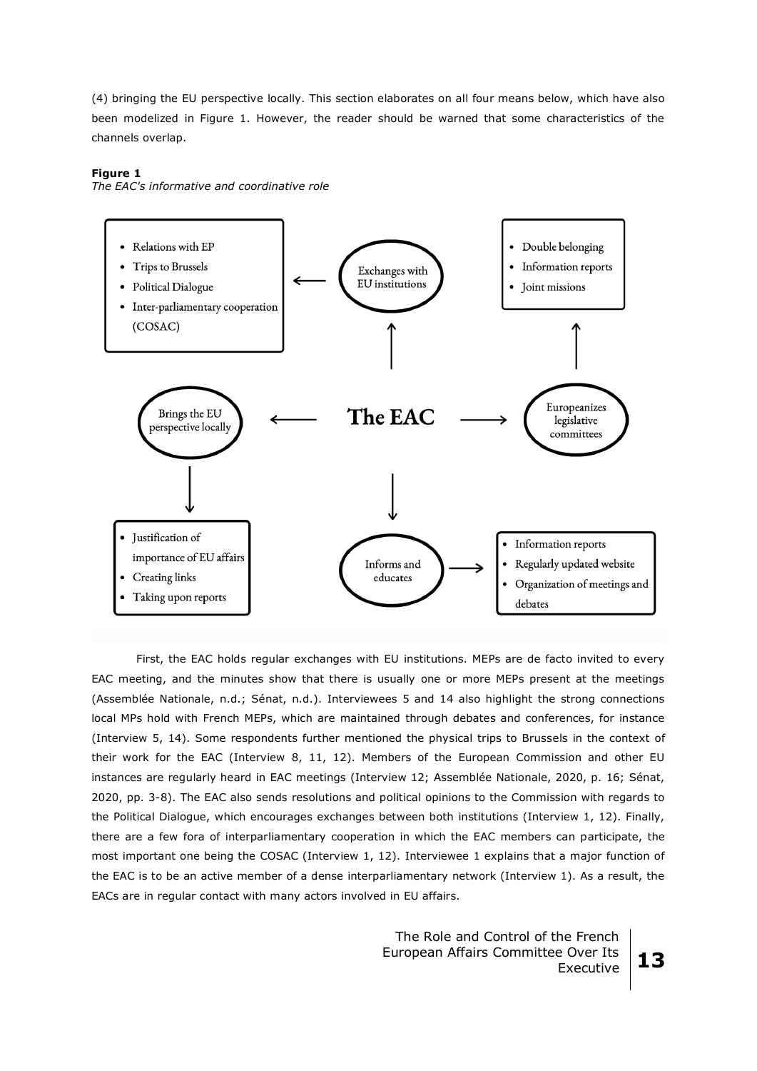(4) bringing the EU perspective locally. This section elaborates on all four means below, which have also been modelized in Figure 1. However, the reader should be warned that some characteristics of the channels overlap.

**Figure 1**
*The EAC's informative and coordinative role*

The EAC

Exchanges with EU institutions
- Relations with EP
- Trips to Brussels
- Political Dialogue
- Inter-parliamentary cooperation (COSAC)

Europeanizes legislative committees
- Double belonging
- Information reports
- Joint missions

Brings the EU perspective locally
- Justification of importance of EU affairs
- Creating links
- Taking upon reports

Informs and educates
- Information reports
- Regularly updated website
- Organization of meetings and debates

First, the EAC holds regular exchanges with EU institutions. MEPs are de facto invited to every EAC meeting, and the minutes show that there is usually one or more MEPs present at the meetings (Assemblée Nationale, n.d.; Sénat, n.d.). Interviewees 5 and 14 also highlight the strong connections local MPs hold with French MEPs, which are maintained through debates and conferences, for instance (Interview 5, 14). Some respondents further mentioned the physical trips to Brussels in the context of their work for the EAC (Interview 8, 11, 12). Members of the European Commission and other EU instances are regularly heard in EAC meetings (Interview 12; Assemblée Nationale, 2020, p. 16; Sénat, 2020, pp. 3-8). The EAC also sends resolutions and political opinions to the Commission with regards to the Political Dialogue, which encourages exchanges between both institutions (Interview 1, 12). Finally, there are a few fora of interparliamentary cooperation in which the EAC members can participate, the most important one being the COSAC (Interview 1, 12). Interviewee 1 explains that a major function of the EAC is to be an active member of a dense interparliamentary network (Interview 1). As a result, the EACs are in regular contact with many actors involved in EU affairs.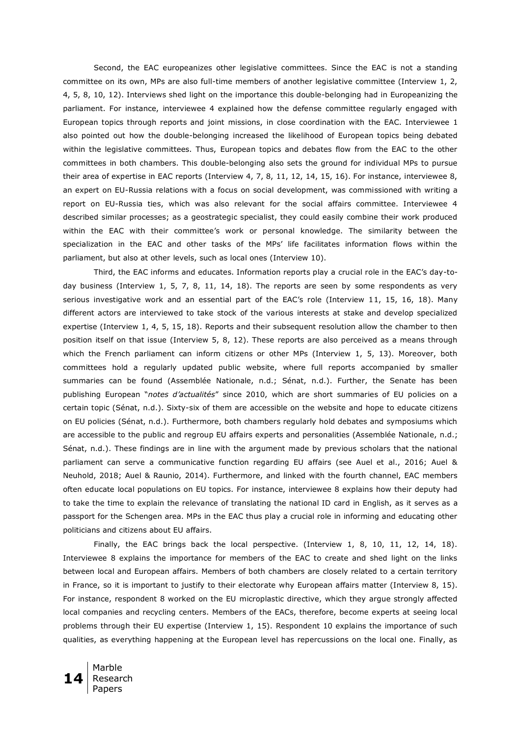Second, the EAC europeanizes other legislative committees. Since the EAC is not a standing committee on its own, MPs are also full-time members of another legislative committee (Interview 1, 2, 4, 5, 8, 10, 12). Interviews shed light on the importance this double-belonging had in Europeanizing the parliament. For instance, interviewee 4 explained how the defense committee regularly engaged with European topics through reports and joint missions, in close coordination with the EAC. Interviewee 1 also pointed out how the double-belonging increased the likelihood of European topics being debated within the legislative committees. Thus, European topics and debates flow from the EAC to the other committees in both chambers. This double-belonging also sets the ground for individual MPs to pursue their area of expertise in EAC reports (Interview 4, 7, 8, 11, 12, 14, 15, 16). For instance, interviewee 8, an expert on EU-Russia relations with a focus on social development, was commissioned with writing a report on EU-Russia ties, which was also relevant for the social affairs committee. Interviewee 4 described similar processes; as a geostrategic specialist, they could easily combine their work produced within the EAC with their committee's work or personal knowledge. The similarity between the specialization in the EAC and other tasks of the MPs' life facilitates information flows within the parliament, but also at other levels, such as local ones (Interview 10).

Third, the EAC informs and educates. Information reports play a crucial role in the EAC's day-to-day business (Interview 1, 5, 7, 8, 11, 14, 18). The reports are seen by some respondents as very serious investigative work and an essential part of the EAC's role (Interview 11, 15, 16, 18). Many different actors are interviewed to take stock of the various interests at stake and develop specialized expertise (Interview 1, 4, 5, 15, 18). Reports and their subsequent resolution allow the chamber to then position itself on that issue (Interview 5, 8, 12). These reports are also perceived as a means through which the French parliament can inform citizens or other MPs (Interview 1, 5, 13). Moreover, both committees hold a regularly updated public website, where full reports accompanied by smaller summaries can be found (Assemblée Nationale, n.d.; Sénat, n.d.). Further, the Senate has been publishing European "*notes d'actualités*" since 2010, which are short summaries of EU policies on a certain topic (Sénat, n.d.). Sixty-six of them are accessible on the website and hope to educate citizens on EU policies (Sénat, n.d.). Furthermore, both chambers regularly hold debates and symposiums which are accessible to the public and regroup EU affairs experts and personalities (Assemblée Nationale, n.d.; Sénat, n.d.). These findings are in line with the argument made by previous scholars that the national parliament can serve a communicative function regarding EU affairs (see Auel et al., 2016; Auel & Neuhold, 2018; Auel & Raunio, 2014). Furthermore, and linked with the fourth channel, EAC members often educate local populations on EU topics. For instance, interviewee 8 explains how their deputy had to take the time to explain the relevance of translating the national ID card in English, as it serves as a passport for the Schengen area. MPs in the EAC thus play a crucial role in informing and educating other politicians and citizens about EU affairs.

Finally, the EAC brings back the local perspective. (Interview 1, 8, 10, 11, 12, 14, 18). Interviewee 8 explains the importance for members of the EAC to create and shed light on the links between local and European affairs. Members of both chambers are closely related to a certain territory in France, so it is important to justify to their electorate why European affairs matter (Interview 8, 15). For instance, respondent 8 worked on the EU microplastic directive, which they argue strongly affected local companies and recycling centers. Members of the EACs, therefore, become experts at seeing local problems through their EU expertise (Interview 1, 15). Respondent 10 explains the importance of such qualities, as everything happening at the European level has repercussions on the local one. Finally, as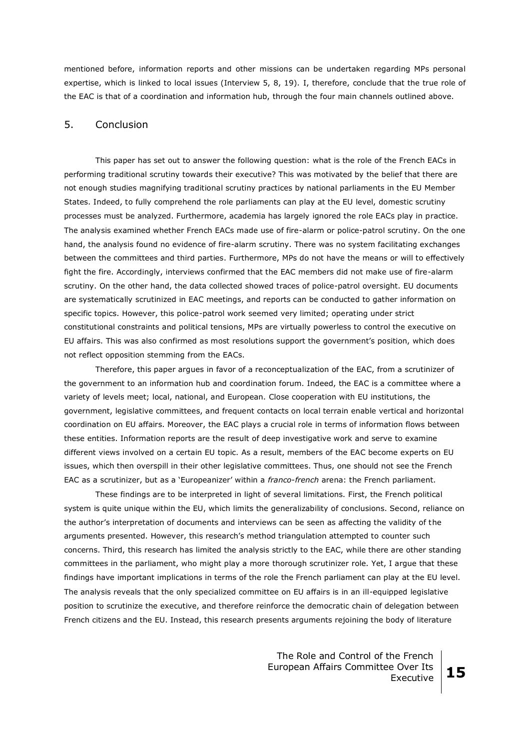mentioned before, information reports and other missions can be undertaken regarding MPs personal expertise, which is linked to local issues (Interview 5, 8, 19). I, therefore, conclude that the true role of the EAC is that of a coordination and information hub, through the four main channels outlined above.

## 5. Conclusion

This paper has set out to answer the following question: what is the role of the French EACs in performing traditional scrutiny towards their executive? This was motivated by the belief that there are not enough studies magnifying traditional scrutiny practices by national parliaments in the EU Member States. Indeed, to fully comprehend the role parliaments can play at the EU level, domestic scrutiny processes must be analyzed. Furthermore, academia has largely ignored the role EACs play in practice. The analysis examined whether French EACs made use of fire-alarm or police-patrol scrutiny. On the one hand, the analysis found no evidence of fire-alarm scrutiny. There was no system facilitating exchanges between the committees and third parties. Furthermore, MPs do not have the means or will to effectively fight the fire. Accordingly, interviews confirmed that the EAC members did not make use of fire-alarm scrutiny. On the other hand, the data collected showed traces of police-patrol oversight. EU documents are systematically scrutinized in EAC meetings, and reports can be conducted to gather information on specific topics. However, this police-patrol work seemed very limited; operating under strict constitutional constraints and political tensions, MPs are virtually powerless to control the executive on EU affairs. This was also confirmed as most resolutions support the government's position, which does not reflect opposition stemming from the EACs.

Therefore, this paper argues in favor of a reconceptualization of the EAC, from a scrutinizer of the government to an information hub and coordination forum. Indeed, the EAC is a committee where a variety of levels meet; local, national, and European. Close cooperation with EU institutions, the government, legislative committees, and frequent contacts on local terrain enable vertical and horizontal coordination on EU affairs. Moreover, the EAC plays a crucial role in terms of information flows between these entities. Information reports are the result of deep investigative work and serve to examine different views involved on a certain EU topic. As a result, members of the EAC become experts on EU issues, which then overspill in their other legislative committees. Thus, one should not see the French EAC as a scrutinizer, but as a 'Europeanizer' within a *franco-french* arena: the French parliament.

These findings are to be interpreted in light of several limitations. First, the French political system is quite unique within the EU, which limits the generalizability of conclusions. Second, reliance on the author's interpretation of documents and interviews can be seen as affecting the validity of the arguments presented. However, this research's method triangulation attempted to counter such concerns. Third, this research has limited the analysis strictly to the EAC, while there are other standing committees in the parliament, who might play a more thorough scrutinizer role. Yet, I argue that these findings have important implications in terms of the role the French parliament can play at the EU level. The analysis reveals that the only specialized committee on EU affairs is in an ill-equipped legislative position to scrutinize the executive, and therefore reinforce the democratic chain of delegation between French citizens and the EU. Instead, this research presents arguments rejoining the body of literature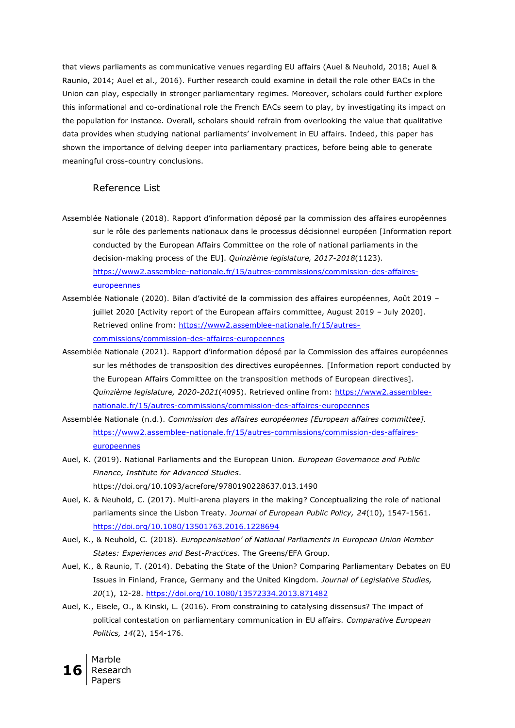that views parliaments as communicative venues regarding EU affairs (Auel & Neuhold, 2018; Auel & Raunio, 2014; Auel et al., 2016). Further research could examine in detail the role other EACs in the Union can play, especially in stronger parliamentary regimes. Moreover, scholars could further explore this informational and co-ordinational role the French EACs seem to play, by investigating its impact on the population for instance. Overall, scholars should refrain from overlooking the value that qualitative data provides when studying national parliaments' involvement in EU affairs. Indeed, this paper has shown the importance of delving deeper into parliamentary practices, before being able to generate meaningful cross-country conclusions.

## Reference List

Assemblée Nationale (2018). Rapport d'information déposé par la commission des affaires européennes sur le rôle des parlements nationaux dans le processus décisionnel européen [Information report conducted by the European Affairs Committee on the role of national parliaments in the decision-making process of the EU]. *Quinzième legislature, 2017-2018*(1123). https://www2.assemblee-nationale.fr/15/autres-commissions/commission-des-affaires-europeennes

Assemblée Nationale (2020). Bilan d'activité de la commission des affaires européennes, Août 2019 – juillet 2020 [Activity report of the European affairs committee, August 2019 – July 2020]. Retrieved online from: https://www2.assemblee-nationale.fr/15/autres-commissions/commission-des-affaires-europeennes

Assemblée Nationale (2021). Rapport d'information déposé par la Commission des affaires européennes sur les méthodes de transposition des directives européennes. [Information report conducted by the European Affairs Committee on the transposition methods of European directives]. *Quinzième legislature, 2020-2021*(4095). Retrieved online from: https://www2.assemblee-nationale.fr/15/autres-commissions/commission-des-affaires-europeennes

Assemblée Nationale (n.d.). *Commission des affaires européennes [European affairs committee].* https://www2.assemblee-nationale.fr/15/autres-commissions/commission-des-affaires-europeennes

Auel, K. (2019). National Parliaments and the European Union. *European Governance and Public Finance, Institute for Advanced Studies*. https://doi.org/10.1093/acrefore/9780190228637.013.1490

Auel, K. & Neuhold, C. (2017). Multi-arena players in the making? Conceptualizing the role of national parliaments since the Lisbon Treaty. *Journal of European Public Policy, 24*(10), 1547-1561. https://doi.org/10.1080/13501763.2016.1228694

Auel, K., & Neuhold, C. (2018). *Europeanisation' of National Parliaments in European Union Member States: Experiences and Best-Practices*. The Greens/EFA Group.

Auel, K., & Raunio, T. (2014). Debating the State of the Union? Comparing Parliamentary Debates on EU Issues in Finland, France, Germany and the United Kingdom. *Journal of Legislative Studies, 20*(1), 12-28. https://doi.org/10.1080/13572334.2013.871482

Auel, K., Eisele, O., & Kinski, L. (2016). From constraining to catalysing dissensus? The impact of political contestation on parliamentary communication in EU affairs. *Comparative European Politics, 14*(2), 154-176.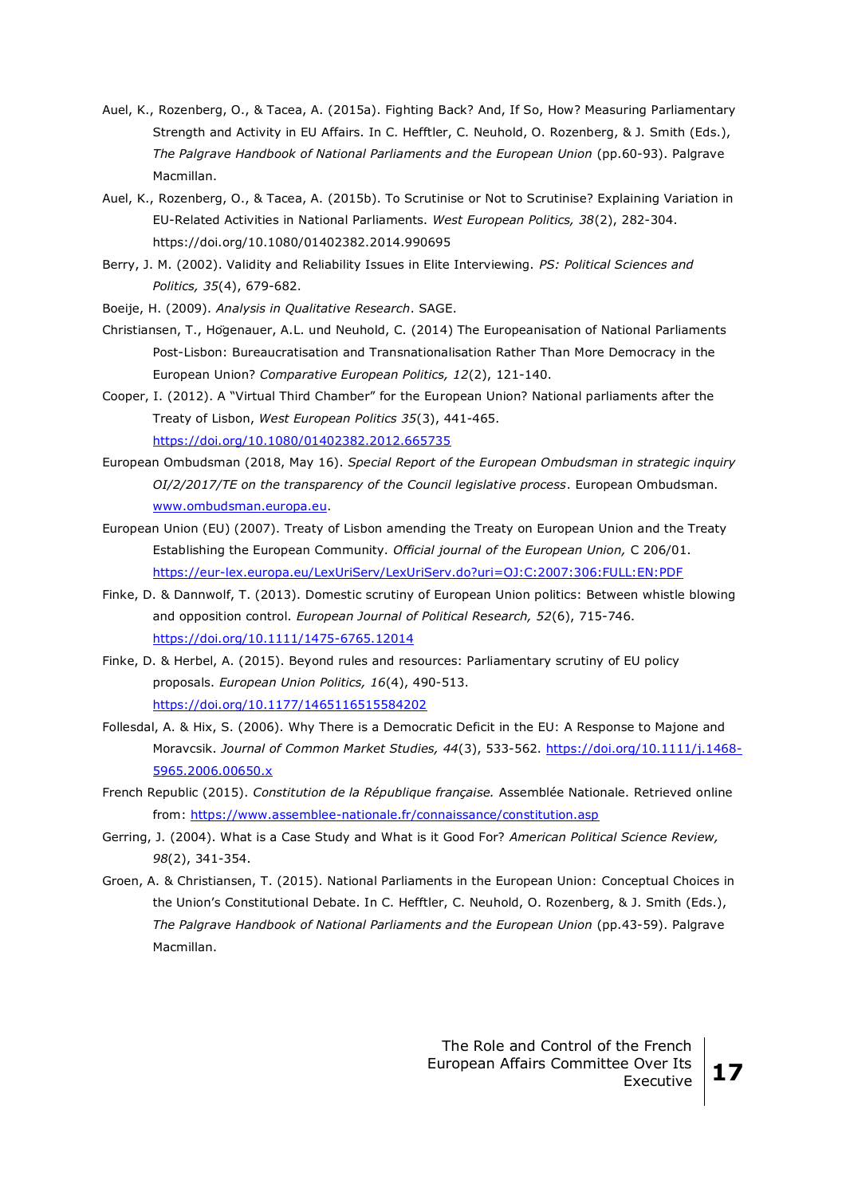Auel, K., Rozenberg, O., & Tacea, A. (2015a). Fighting Back? And, If So, How? Measuring Parliamentary Strength and Activity in EU Affairs. In C. Hefftler, C. Neuhold, O. Rozenberg, & J. Smith (Eds.), *The Palgrave Handbook of National Parliaments and the European Union* (pp.60-93). Palgrave Macmillan.

Auel, K., Rozenberg, O., & Tacea, A. (2015b). To Scrutinise or Not to Scrutinise? Explaining Variation in EU-Related Activities in National Parliaments. *West European Politics, 38*(2), 282-304. https://doi.org/10.1080/01402382.2014.990695

Berry, J. M. (2002). Validity and Reliability Issues in Elite Interviewing. *PS: Political Sciences and Politics, 35*(4), 679-682.

Boeije, H. (2009). *Analysis in Qualitative Research*. SAGE.

Christiansen, T., Högenauer, A.L. und Neuhold, C. (2014) The Europeanisation of National Parliaments Post-Lisbon: Bureaucratisation and Transnationalisation Rather Than More Democracy in the European Union? *Comparative European Politics, 12*(2), 121-140.

Cooper, I. (2012). A "Virtual Third Chamber" for the European Union? National parliaments after the Treaty of Lisbon, *West European Politics 35*(3), 441-465. https://doi.org/10.1080/01402382.2012.665735

European Ombudsman (2018, May 16). *Special Report of the European Ombudsman in strategic inquiry OI/2/2017/TE on the transparency of the Council legislative process*. European Ombudsman. www.ombudsman.europa.eu.

European Union (EU) (2007). Treaty of Lisbon amending the Treaty on European Union and the Treaty Establishing the European Community. *Official journal of the European Union,* C 206/01. https://eur-lex.europa.eu/LexUriServ/LexUriServ.do?uri=OJ:C:2007:306:FULL:EN:PDF

Finke, D. & Dannwolf, T. (2013). Domestic scrutiny of European Union politics: Between whistle blowing and opposition control. *European Journal of Political Research, 52*(6), 715-746. https://doi.org/10.1111/1475-6765.12014

Finke, D. & Herbel, A. (2015). Beyond rules and resources: Parliamentary scrutiny of EU policy proposals. *European Union Politics, 16*(4), 490-513. https://doi.org/10.1177/1465116515584202

Follesdal, A. & Hix, S. (2006). Why There is a Democratic Deficit in the EU: A Response to Majone and Moravcsik. *Journal of Common Market Studies, 44*(3), 533-562. https://doi.org/10.1111/j.1468-5965.2006.00650.x

French Republic (2015). *Constitution de la République française.* Assemblée Nationale. Retrieved online from: https://www.assemblee-nationale.fr/connaissance/constitution.asp

Gerring, J. (2004). What is a Case Study and What is it Good For? *American Political Science Review, 98*(2), 341-354.

Groen, A. & Christiansen, T. (2015). National Parliaments in the European Union: Conceptual Choices in the Union's Constitutional Debate. In C. Hefftler, C. Neuhold, O. Rozenberg, & J. Smith (Eds.), *The Palgrave Handbook of National Parliaments and the European Union* (pp.43-59). Palgrave Macmillan.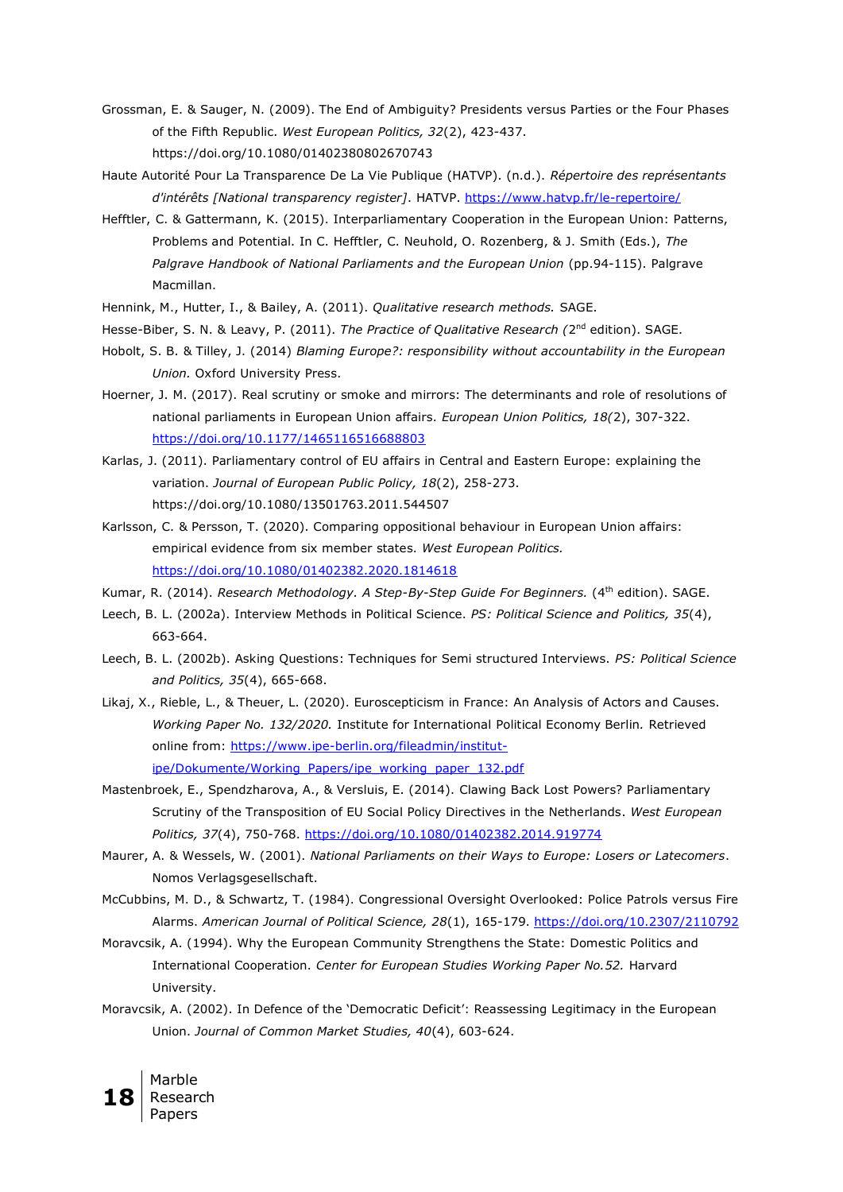Grossman, E. & Sauger, N. (2009). The End of Ambiguity? Presidents versus Parties or the Four Phases of the Fifth Republic. *West European Politics, 32*(2), 423-437. https://doi.org/10.1080/01402380802670743

Haute Autorité Pour La Transparence De La Vie Publique (HATVP). (n.d.). *Répertoire des représentants d'intérêts [National transparency register]*. HATVP. https://www.hatvp.fr/le-repertoire/

Hefftler, C. & Gattermann, K. (2015). Interparliamentary Cooperation in the European Union: Patterns, Problems and Potential. In C. Hefftler, C. Neuhold, O. Rozenberg, & J. Smith (Eds.), *The Palgrave Handbook of National Parliaments and the European Union* (pp.94-115). Palgrave Macmillan.

Hennink, M., Hutter, I., & Bailey, A. (2011). *Qualitative research methods.* SAGE.

Hesse-Biber, S. N. & Leavy, P. (2011). *The Practice of Qualitative Research (*2nd edition). SAGE.

Hobolt, S. B. & Tilley, J. (2014) *Blaming Europe?: responsibility without accountability in the European Union.* Oxford University Press.

Hoerner, J. M. (2017). Real scrutiny or smoke and mirrors: The determinants and role of resolutions of national parliaments in European Union affairs. *European Union Politics, 18(*2), 307-322. https://doi.org/10.1177/1465116516688803

Karlas, J. (2011). Parliamentary control of EU affairs in Central and Eastern Europe: explaining the variation. *Journal of European Public Policy, 18*(2), 258-273. https://doi.org/10.1080/13501763.2011.544507

Karlsson, C. & Persson, T. (2020). Comparing oppositional behaviour in European Union affairs: empirical evidence from six member states. *West European Politics.* https://doi.org/10.1080/01402382.2020.1814618

Kumar, R. (2014). *Research Methodology. A Step-By-Step Guide For Beginners.* (4th edition). SAGE.

Leech, B. L. (2002a). Interview Methods in Political Science. *PS: Political Science and Politics, 35*(4), 663-664.

Leech, B. L. (2002b). Asking Questions: Techniques for Semi structured Interviews. *PS: Political Science and Politics, 35*(4), 665-668.

Likaj, X., Rieble, L., & Theuer, L. (2020). Euroscepticism in France: An Analysis of Actors and Causes. *Working Paper No. 132/2020.* Institute for International Political Economy Berlin. Retrieved online from: https://www.ipe-berlin.org/fileadmin/institut-ipe/Dokumente/Working_Papers/ipe_working_paper_132.pdf

Mastenbroek, E., Spendzharova, A., & Versluis, E. (2014). Clawing Back Lost Powers? Parliamentary Scrutiny of the Transposition of EU Social Policy Directives in the Netherlands. *West European Politics, 37*(4), 750-768. https://doi.org/10.1080/01402382.2014.919774

Maurer, A. & Wessels, W. (2001). *National Parliaments on their Ways to Europe: Losers or Latecomers*. Nomos Verlagsgesellschaft.

McCubbins, M. D., & Schwartz, T. (1984). Congressional Oversight Overlooked: Police Patrols versus Fire Alarms. *American Journal of Political Science, 28*(1), 165-179. https://doi.org/10.2307/2110792

Moravcsik, A. (1994). Why the European Community Strengthens the State: Domestic Politics and International Cooperation. *Center for European Studies Working Paper No.52.* Harvard University.

Moravcsik, A. (2002). In Defence of the 'Democratic Deficit': Reassessing Legitimacy in the European Union. *Journal of Common Market Studies, 40*(4), 603-624.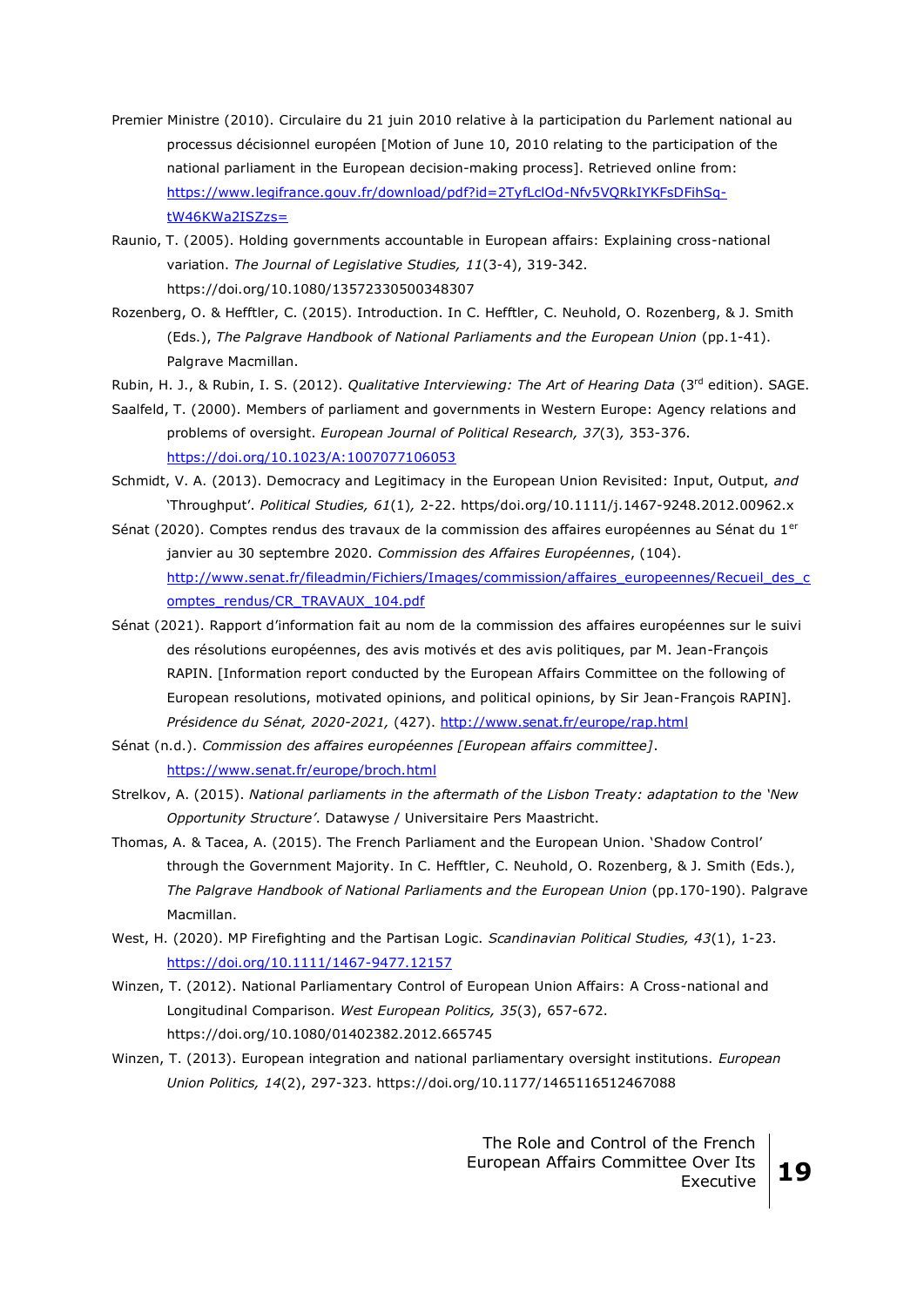Premier Ministre (2010). Circulaire du 21 juin 2010 relative à la participation du Parlement national au processus décisionnel européen [Motion of June 10, 2010 relating to the participation of the national parliament in the European decision-making process]. Retrieved online from: https://www.legifrance.gouv.fr/download/pdf?id=2TyfLclOd-Nfv5VQRkIYKFsDFihSq-tW46KWa2ISZzs=

Raunio, T. (2005). Holding governments accountable in European affairs: Explaining cross-national variation. *The Journal of Legislative Studies, 11*(3-4), 319-342. https://doi.org/10.1080/13572330500348307

Rozenberg, O. & Hefftler, C. (2015). Introduction. In C. Hefftler, C. Neuhold, O. Rozenberg, & J. Smith (Eds.), *The Palgrave Handbook of National Parliaments and the European Union* (pp.1-41). Palgrave Macmillan.

Rubin, H. J., & Rubin, I. S. (2012). *Qualitative Interviewing: The Art of Hearing Data* (3rd edition). SAGE.

Saalfeld, T. (2000). Members of parliament and governments in Western Europe: Agency relations and problems of oversight. *European Journal of Political Research, 37*(3), 353-376. https://doi.org/10.1023/A:1007077106053

Schmidt, V. A. (2013). Democracy and Legitimacy in the European Union Revisited: Input, Output, *and* 'Throughput'. *Political Studies, 61*(1), 2-22. https/doi.org/10.1111/j.1467-9248.2012.00962.x

Sénat (2020). Comptes rendus des travaux de la commission des affaires européennes au Sénat du 1er janvier au 30 septembre 2020. *Commission des Affaires Européennes*, (104). http://www.senat.fr/fileadmin/Fichiers/Images/commission/affaires_europeennes/Recueil_des_comptes_rendus/CR_TRAVAUX_104.pdf

Sénat (2021). Rapport d'information fait au nom de la commission des affaires européennes sur le suivi des résolutions européennes, des avis motivés et des avis politiques, par M. Jean-François RAPIN. [Information report conducted by the European Affairs Committee on the following of European resolutions, motivated opinions, and political opinions, by Sir Jean-François RAPIN]. *Présidence du Sénat, 2020-2021,* (427). http://www.senat.fr/europe/rap.html

Sénat (n.d.). *Commission des affaires européennes [European affairs committee]*. https://www.senat.fr/europe/broch.html

Strelkov, A. (2015). *National parliaments in the aftermath of the Lisbon Treaty: adaptation to the 'New Opportunity Structure'*. Datawyse / Universitaire Pers Maastricht.

Thomas, A. & Tacea, A. (2015). The French Parliament and the European Union. 'Shadow Control' through the Government Majority. In C. Hefftler, C. Neuhold, O. Rozenberg, & J. Smith (Eds.), *The Palgrave Handbook of National Parliaments and the European Union* (pp.170-190). Palgrave Macmillan.

West, H. (2020). MP Firefighting and the Partisan Logic. *Scandinavian Political Studies, 43*(1), 1-23. https://doi.org/10.1111/1467-9477.12157

Winzen, T. (2012). National Parliamentary Control of European Union Affairs: A Cross-national and Longitudinal Comparison. *West European Politics, 35*(3), 657-672. https://doi.org/10.1080/01402382.2012.665745

Winzen, T. (2013). European integration and national parliamentary oversight institutions. *European Union Politics, 14*(2), 297-323. https://doi.org/10.1177/1465116512467088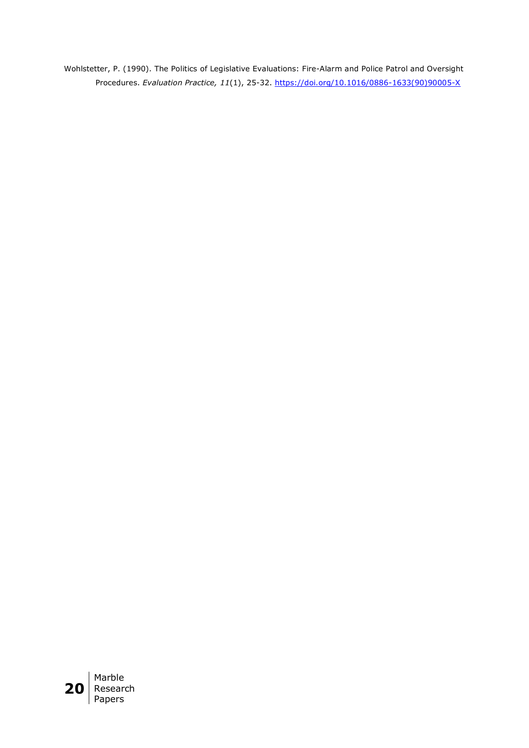Wohlstetter, P. (1990). The Politics of Legislative Evaluations: Fire-Alarm and Police Patrol and Oversight Procedures. *Evaluation Practice, 11*(1), 25-32. https://doi.org/10.1016/0886-1633(90)90005-X